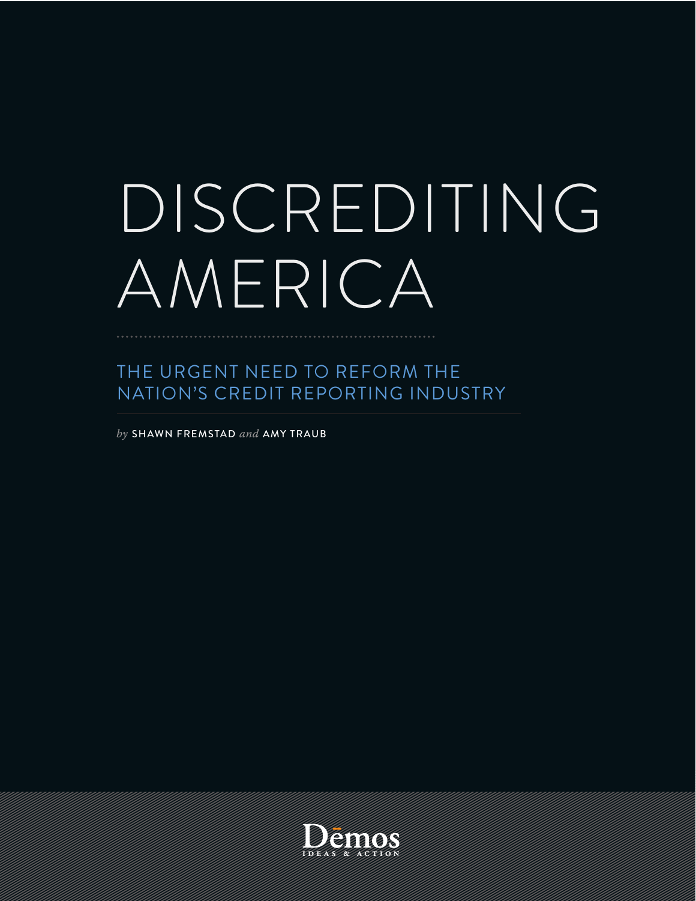# DISCREDITING AMERICA

## THE URGENT NEED TO REFORM THE NATION'S CREDIT REPORTING INDUSTRY

*by* SHAWN FREMSTAD *and* AMY TRAUB

Dēmos
IDEAS & ACTION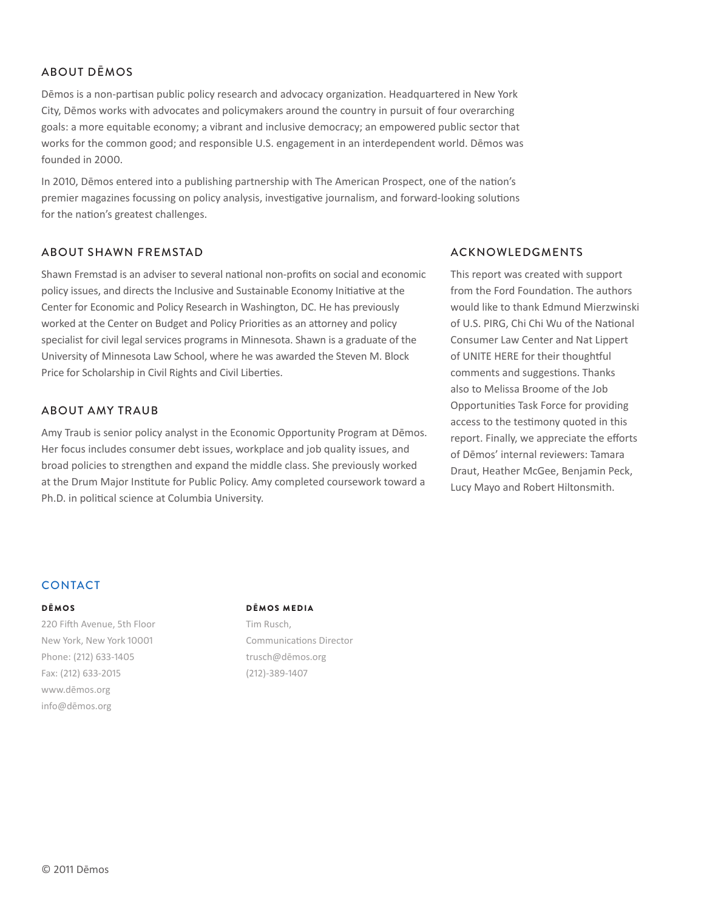## ABOUT DĒMOS

Dēmos is a non-partisan public policy research and advocacy organization. Headquartered in New York City, Dēmos works with advocates and policymakers around the country in pursuit of four overarching goals: a more equitable economy; a vibrant and inclusive democracy; an empowered public sector that works for the common good; and responsible U.S. engagement in an interdependent world. Dēmos was founded in 2000.

In 2010, Dēmos entered into a publishing partnership with The American Prospect, one of the nation's premier magazines focussing on policy analysis, investigative journalism, and forward-looking solutions for the nation's greatest challenges.

## ABOUT SHAWN FREMSTAD

Shawn Fremstad is an adviser to several national non-profits on social and economic policy issues, and directs the Inclusive and Sustainable Economy Initiative at the Center for Economic and Policy Research in Washington, DC. He has previously worked at the Center on Budget and Policy Priorities as an attorney and policy specialist for civil legal services programs in Minnesota. Shawn is a graduate of the University of Minnesota Law School, where he was awarded the Steven M. Block Price for Scholarship in Civil Rights and Civil Liberties.

## ABOUT AMY TRAUB

Amy Traub is senior policy analyst in the Economic Opportunity Program at Dēmos. Her focus includes consumer debt issues, workplace and job quality issues, and broad policies to strengthen and expand the middle class. She previously worked at the Drum Major Institute for Public Policy. Amy completed coursework toward a Ph.D. in political science at Columbia University.

## ACKNOWLEDGMENTS

This report was created with support from the Ford Foundation. The authors would like to thank Edmund Mierzwinski of U.S. PIRG, Chi Chi Wu of the National Consumer Law Center and Nat Lippert of UNITE HERE for their thoughtful comments and suggestions. Thanks also to Melissa Broome of the Job Opportunities Task Force for providing access to the testimony quoted in this report. Finally, we appreciate the efforts of Dēmos' internal reviewers: Tamara Draut, Heather McGee, Benjamin Peck, Lucy Mayo and Robert Hiltonsmith.

## CONTACT

**DĒMOS**

220 Fifth Avenue, 5th Floor
New York, New York 10001
Phone: (212) 633-1405
Fax: (212) 633-2015
www.dēmos.org
info@dēmos.org

**DĒMOS MEDIA**

Tim Rusch,
Communications Director
trusch@dēmos.org
(212)-389-1407

© 2011 Dēmos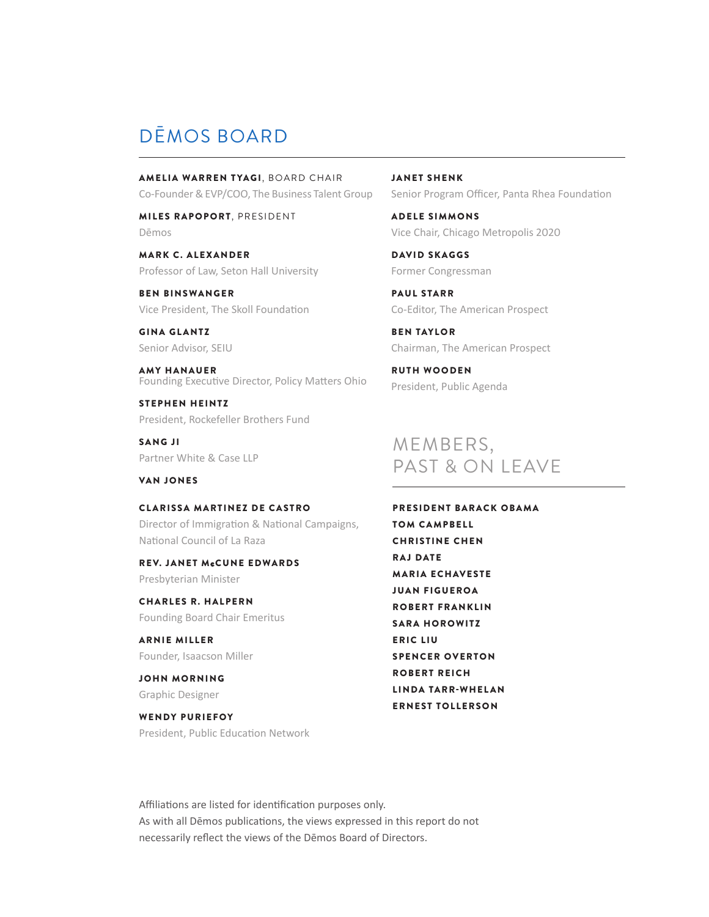# DĒMOS BOARD

**AMELIA WARREN TYAGI**, BOARD CHAIR
Co-Founder & EVP/COO, The Business Talent Group

**MILES RAPOPORT**, PRESIDENT
Dēmos

**MARK C. ALEXANDER**
Professor of Law, Seton Hall University

**BEN BINSWANGER**
Vice President, The Skoll Foundation

**GINA GLANTZ**
Senior Advisor, SEIU

**AMY HANAUER**
Founding Executive Director, Policy Matters Ohio

**STEPHEN HEINTZ**
President, Rockefeller Brothers Fund

**SANG JI**
Partner White & Case LLP

**VAN JONES**

**CLARISSA MARTINEZ DE CASTRO**
Director of Immigration & National Campaigns, National Council of La Raza

**REV. JANET McCUNE EDWARDS**
Presbyterian Minister

**CHARLES R. HALPERN**
Founding Board Chair Emeritus

**ARNIE MILLER**
Founder, Isaacson Miller

**JOHN MORNING**
Graphic Designer

**WENDY PURIEFOY**
President, Public Education Network

**JANET SHENK**
Senior Program Officer, Panta Rhea Foundation

**ADELE SIMMONS**
Vice Chair, Chicago Metropolis 2020

**DAVID SKAGGS**
Former Congressman

**PAUL STARR**
Co-Editor, The American Prospect

**BEN TAYLOR**
Chairman, The American Prospect

**RUTH WOODEN**
President, Public Agenda

## MEMBERS, PAST & ON LEAVE

**PRESIDENT BARACK OBAMA**
**TOM CAMPBELL**
**CHRISTINE CHEN**
**RAJ DATE**
**MARIA ECHAVESTE**
**JUAN FIGUEROA**
**ROBERT FRANKLIN**
**SARA HOROWITZ**
**ERIC LIU**
**SPENCER OVERTON**
**ROBERT REICH**
**LINDA TARR-WHELAN**
**ERNEST TOLLERSON**

Affiliations are listed for identification purposes only.
As with all Dēmos publications, the views expressed in this report do not necessarily reflect the views of the Dēmos Board of Directors.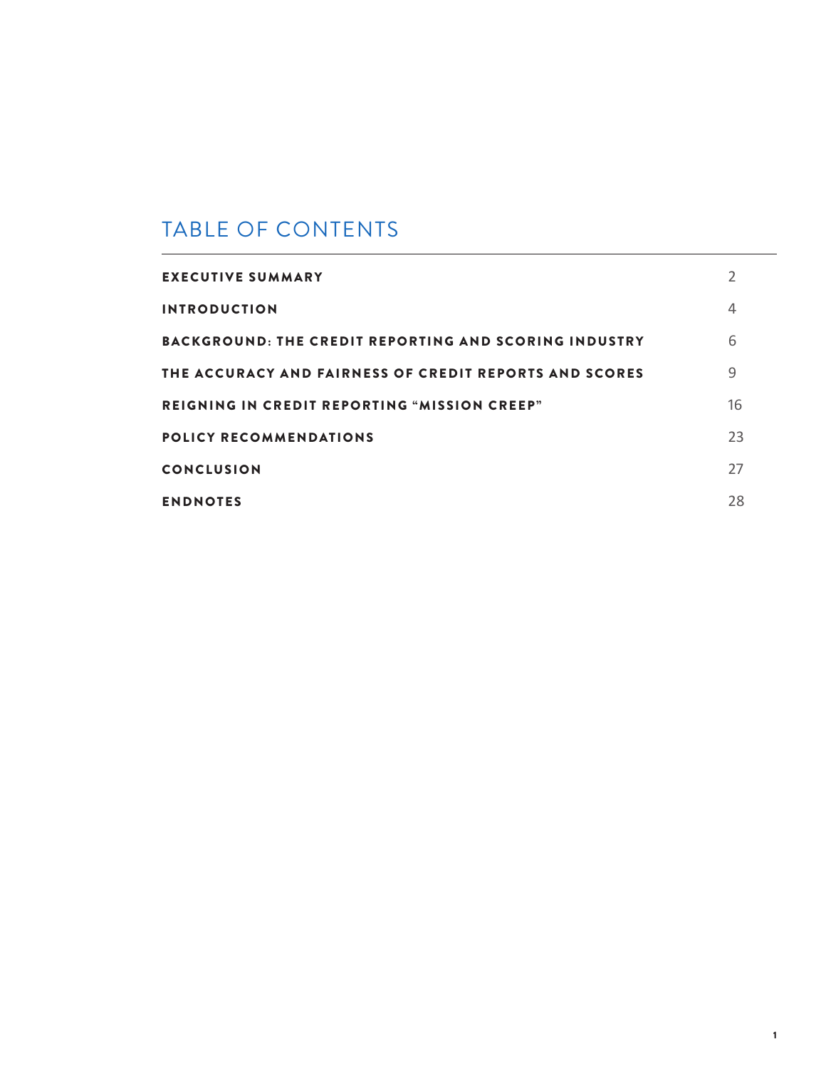# TABLE OF CONTENTS

| | |
|---|---|
| **EXECUTIVE SUMMARY** | 2 |
| **INTRODUCTION** | 4 |
| **BACKGROUND: THE CREDIT REPORTING AND SCORING INDUSTRY** | 6 |
| **THE ACCURACY AND FAIRNESS OF CREDIT REPORTS AND SCORES** | 9 |
| **REIGNING IN CREDIT REPORTING "MISSION CREEP"** | 16 |
| **POLICY RECOMMENDATIONS** | 23 |
| **CONCLUSION** | 27 |
| **ENDNOTES** | 28 |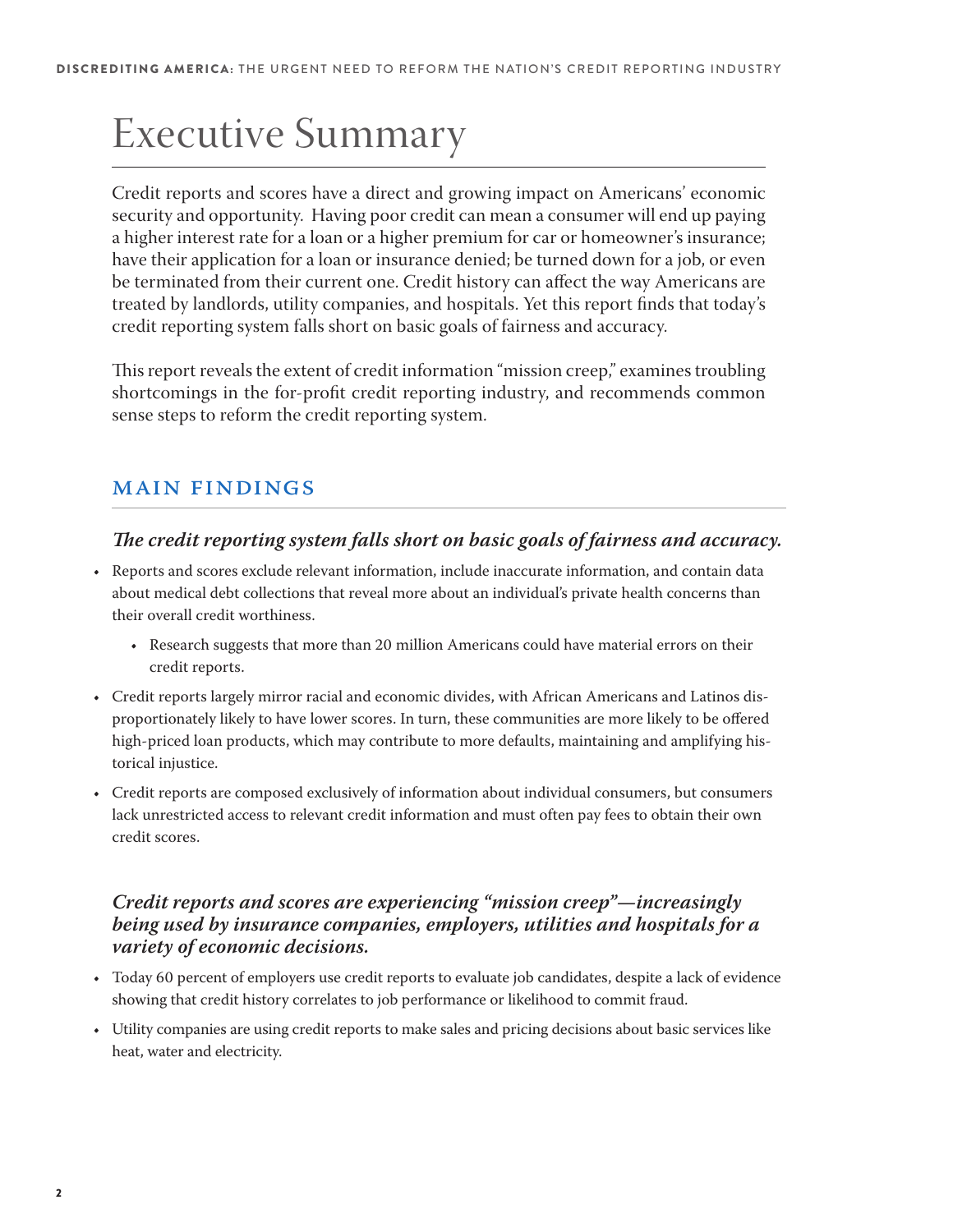# Executive Summary

Credit reports and scores have a direct and growing impact on Americans' economic security and opportunity. Having poor credit can mean a consumer will end up paying a higher interest rate for a loan or a higher premium for car or homeowner's insurance; have their application for a loan or insurance denied; be turned down for a job, or even be terminated from their current one. Credit history can affect the way Americans are treated by landlords, utility companies, and hospitals. Yet this report finds that today's credit reporting system falls short on basic goals of fairness and accuracy.

This report reveals the extent of credit information "mission creep," examines troubling shortcomings in the for-profit credit reporting industry, and recommends common sense steps to reform the credit reporting system.

## MAIN FINDINGS

### *The credit reporting system falls short on basic goals of fairness and accuracy.*

- Reports and scores exclude relevant information, include inaccurate information, and contain data about medical debt collections that reveal more about an individual's private health concerns than their overall credit worthiness.
  - Research suggests that more than 20 million Americans could have material errors on their credit reports.
- Credit reports largely mirror racial and economic divides, with African Americans and Latinos disproportionately likely to have lower scores. In turn, these communities are more likely to be offered high-priced loan products, which may contribute to more defaults, maintaining and amplifying historical injustice.
- Credit reports are composed exclusively of information about individual consumers, but consumers lack unrestricted access to relevant credit information and must often pay fees to obtain their own credit scores.

### *Credit reports and scores are experiencing "mission creep"—increasingly being used by insurance companies, employers, utilities and hospitals for a variety of economic decisions.*

- Today 60 percent of employers use credit reports to evaluate job candidates, despite a lack of evidence showing that credit history correlates to job performance or likelihood to commit fraud.
- Utility companies are using credit reports to make sales and pricing decisions about basic services like heat, water and electricity.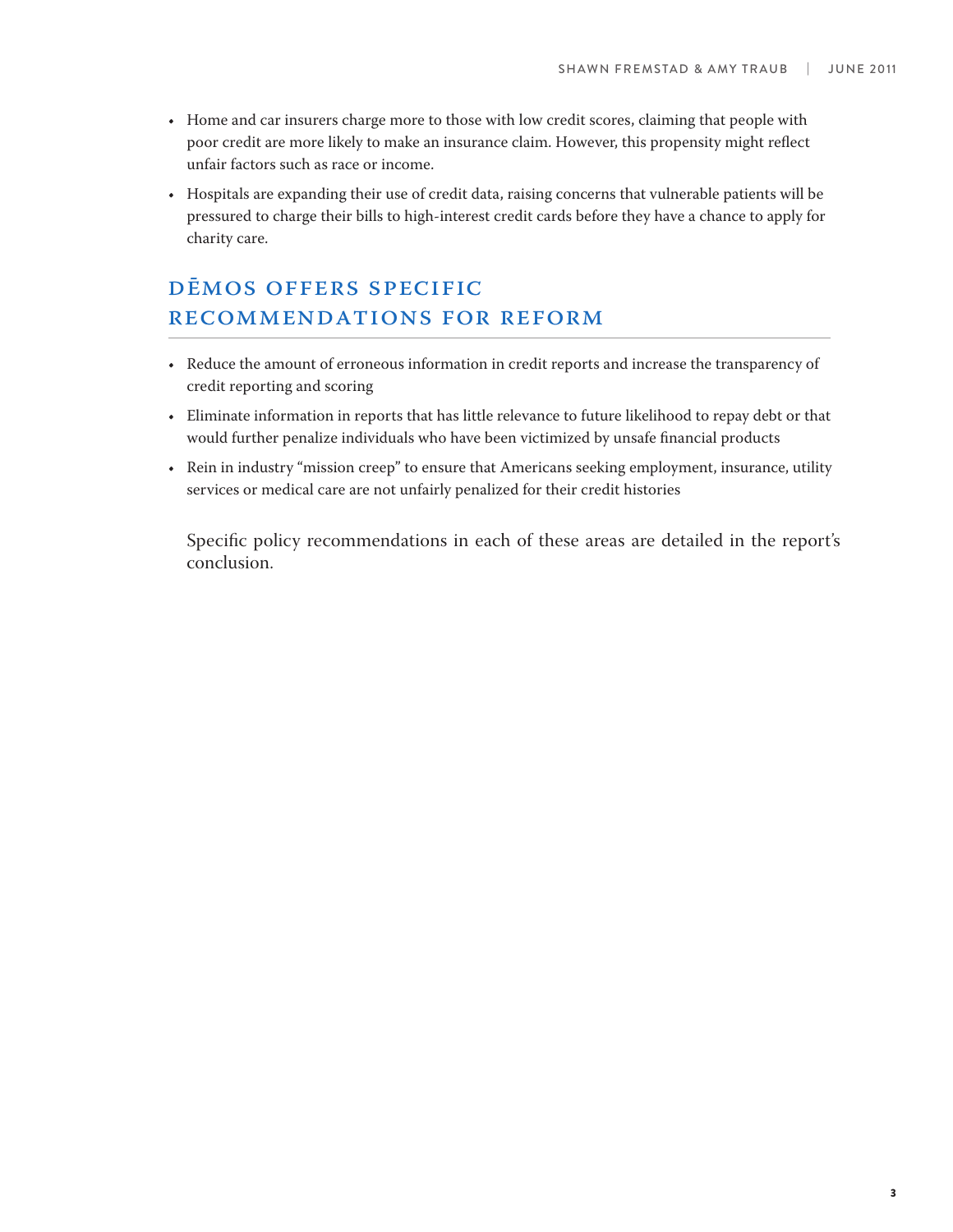- Home and car insurers charge more to those with low credit scores, claiming that people with poor credit are more likely to make an insurance claim. However, this propensity might reflect unfair factors such as race or income.
- Hospitals are expanding their use of credit data, raising concerns that vulnerable patients will be pressured to charge their bills to high-interest credit cards before they have a chance to apply for charity care.

## DĒMOS OFFERS SPECIFIC RECOMMENDATIONS FOR REFORM

- Reduce the amount of erroneous information in credit reports and increase the transparency of credit reporting and scoring
- Eliminate information in reports that has little relevance to future likelihood to repay debt or that would further penalize individuals who have been victimized by unsafe financial products
- Rein in industry "mission creep" to ensure that Americans seeking employment, insurance, utility services or medical care are not unfairly penalized for their credit histories

Specific policy recommendations in each of these areas are detailed in the report's conclusion.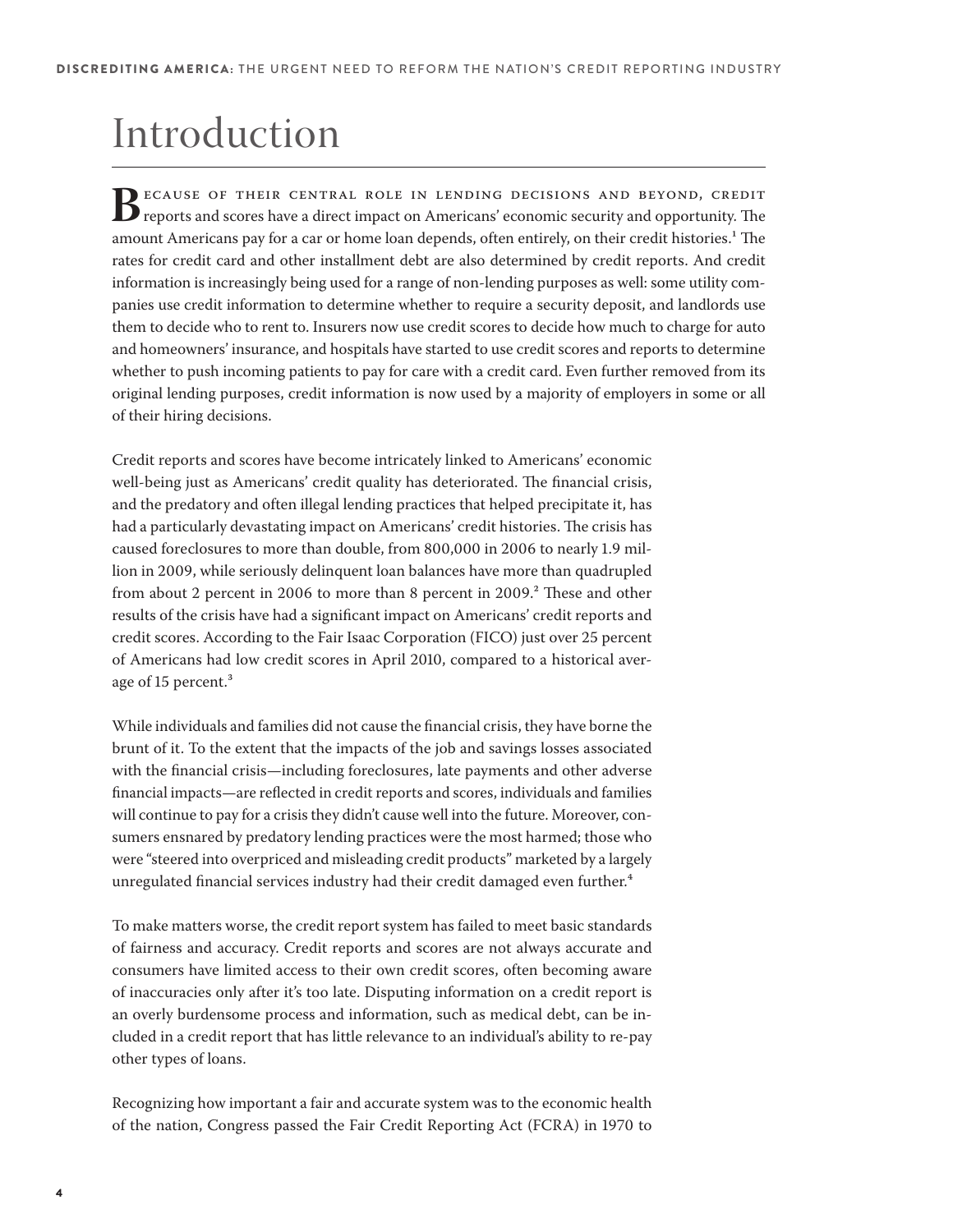# Introduction

**B**ECAUSE OF THEIR CENTRAL ROLE IN LENDING DECISIONS AND BEYOND, CREDIT reports and scores have a direct impact on Americans' economic security and opportunity. The amount Americans pay for a car or home loan depends, often entirely, on their credit histories.[1] The rates for credit card and other installment debt are also determined by credit reports. And credit information is increasingly being used for a range of non-lending purposes as well: some utility companies use credit information to determine whether to require a security deposit, and landlords use them to decide who to rent to. Insurers now use credit scores to decide how much to charge for auto and homeowners' insurance, and hospitals have started to use credit scores and reports to determine whether to push incoming patients to pay for care with a credit card. Even further removed from its original lending purposes, credit information is now used by a majority of employers in some or all of their hiring decisions.

Credit reports and scores have become intricately linked to Americans' economic well-being just as Americans' credit quality has deteriorated. The financial crisis, and the predatory and often illegal lending practices that helped precipitate it, has had a particularly devastating impact on Americans' credit histories. The crisis has caused foreclosures to more than double, from 800,000 in 2006 to nearly 1.9 million in 2009, while seriously delinquent loan balances have more than quadrupled from about 2 percent in 2006 to more than 8 percent in 2009.[2] These and other results of the crisis have had a significant impact on Americans' credit reports and credit scores. According to the Fair Isaac Corporation (FICO) just over 25 percent of Americans had low credit scores in April 2010, compared to a historical average of 15 percent.[3]

While individuals and families did not cause the financial crisis, they have borne the brunt of it. To the extent that the impacts of the job and savings losses associated with the financial crisis—including foreclosures, late payments and other adverse financial impacts—are reflected in credit reports and scores, individuals and families will continue to pay for a crisis they didn't cause well into the future. Moreover, consumers ensnared by predatory lending practices were the most harmed; those who were "steered into overpriced and misleading credit products" marketed by a largely unregulated financial services industry had their credit damaged even further.[4]

To make matters worse, the credit report system has failed to meet basic standards of fairness and accuracy. Credit reports and scores are not always accurate and consumers have limited access to their own credit scores, often becoming aware of inaccuracies only after it's too late. Disputing information on a credit report is an overly burdensome process and information, such as medical debt, can be included in a credit report that has little relevance to an individual's ability to re-pay other types of loans.

Recognizing how important a fair and accurate system was to the economic health of the nation, Congress passed the Fair Credit Reporting Act (FCRA) in 1970 to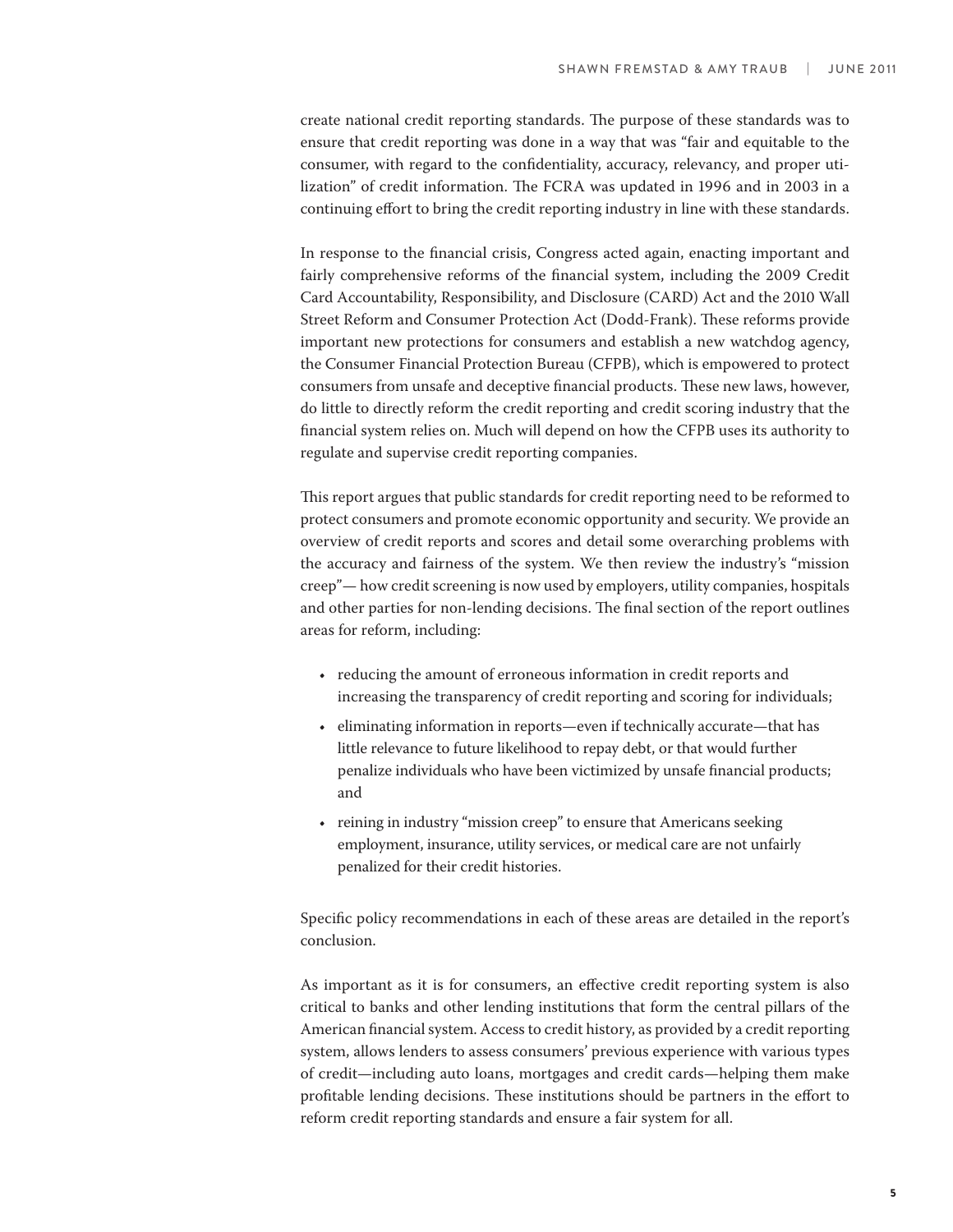create national credit reporting standards. The purpose of these standards was to ensure that credit reporting was done in a way that was "fair and equitable to the consumer, with regard to the confidentiality, accuracy, relevancy, and proper utilization" of credit information. The FCRA was updated in 1996 and in 2003 in a continuing effort to bring the credit reporting industry in line with these standards.

In response to the financial crisis, Congress acted again, enacting important and fairly comprehensive reforms of the financial system, including the 2009 Credit Card Accountability, Responsibility, and Disclosure (CARD) Act and the 2010 Wall Street Reform and Consumer Protection Act (Dodd-Frank). These reforms provide important new protections for consumers and establish a new watchdog agency, the Consumer Financial Protection Bureau (CFPB), which is empowered to protect consumers from unsafe and deceptive financial products. These new laws, however, do little to directly reform the credit reporting and credit scoring industry that the financial system relies on. Much will depend on how the CFPB uses its authority to regulate and supervise credit reporting companies.

This report argues that public standards for credit reporting need to be reformed to protect consumers and promote economic opportunity and security. We provide an overview of credit reports and scores and detail some overarching problems with the accuracy and fairness of the system. We then review the industry's "mission creep"— how credit screening is now used by employers, utility companies, hospitals and other parties for non-lending decisions. The final section of the report outlines areas for reform, including:

- reducing the amount of erroneous information in credit reports and increasing the transparency of credit reporting and scoring for individuals;
- eliminating information in reports—even if technically accurate—that has little relevance to future likelihood to repay debt, or that would further penalize individuals who have been victimized by unsafe financial products; and
- reining in industry "mission creep" to ensure that Americans seeking employment, insurance, utility services, or medical care are not unfairly penalized for their credit histories.

Specific policy recommendations in each of these areas are detailed in the report's conclusion.

As important as it is for consumers, an effective credit reporting system is also critical to banks and other lending institutions that form the central pillars of the American financial system. Access to credit history, as provided by a credit reporting system, allows lenders to assess consumers' previous experience with various types of credit—including auto loans, mortgages and credit cards—helping them make profitable lending decisions. These institutions should be partners in the effort to reform credit reporting standards and ensure a fair system for all.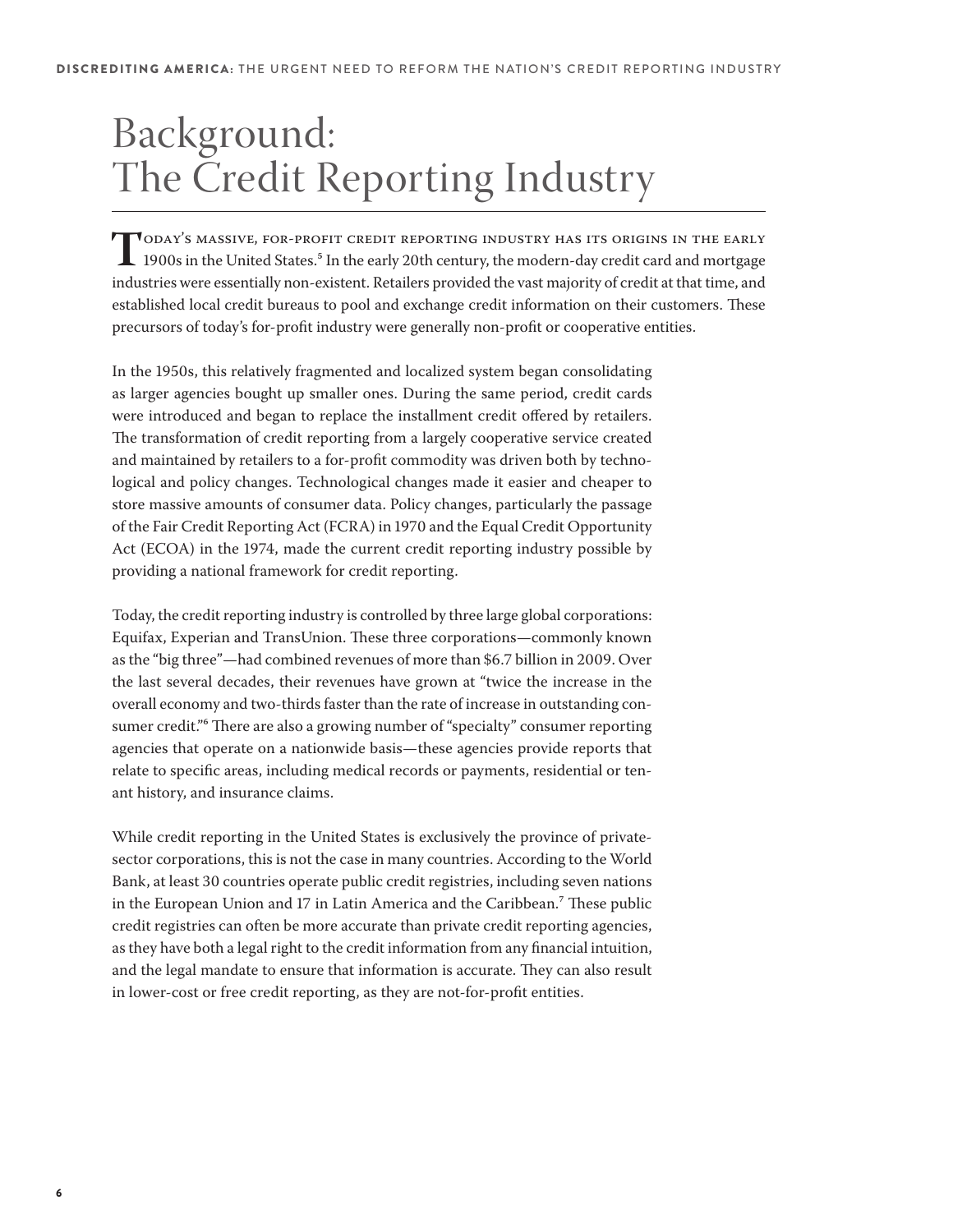# Background: The Credit Reporting Industry

Today's massive, for-profit credit reporting industry has its origins in the early 1900s in the United States.[5] In the early 20th century, the modern-day credit card and mortgage industries were essentially non-existent. Retailers provided the vast majority of credit at that time, and established local credit bureaus to pool and exchange credit information on their customers. These precursors of today's for-profit industry were generally non-profit or cooperative entities.

In the 1950s, this relatively fragmented and localized system began consolidating as larger agencies bought up smaller ones. During the same period, credit cards were introduced and began to replace the installment credit offered by retailers. The transformation of credit reporting from a largely cooperative service created and maintained by retailers to a for-profit commodity was driven both by technological and policy changes. Technological changes made it easier and cheaper to store massive amounts of consumer data. Policy changes, particularly the passage of the Fair Credit Reporting Act (FCRA) in 1970 and the Equal Credit Opportunity Act (ECOA) in the 1974, made the current credit reporting industry possible by providing a national framework for credit reporting.

Today, the credit reporting industry is controlled by three large global corporations: Equifax, Experian and TransUnion. These three corporations—commonly known as the "big three"—had combined revenues of more than $6.7 billion in 2009. Over the last several decades, their revenues have grown at "twice the increase in the overall economy and two-thirds faster than the rate of increase in outstanding consumer credit."[6] There are also a growing number of "specialty" consumer reporting agencies that operate on a nationwide basis—these agencies provide reports that relate to specific areas, including medical records or payments, residential or tenant history, and insurance claims.

While credit reporting in the United States is exclusively the province of private-sector corporations, this is not the case in many countries. According to the World Bank, at least 30 countries operate public credit registries, including seven nations in the European Union and 17 in Latin America and the Caribbean.[7] These public credit registries can often be more accurate than private credit reporting agencies, as they have both a legal right to the credit information from any financial intuition, and the legal mandate to ensure that information is accurate. They can also result in lower-cost or free credit reporting, as they are not-for-profit entities.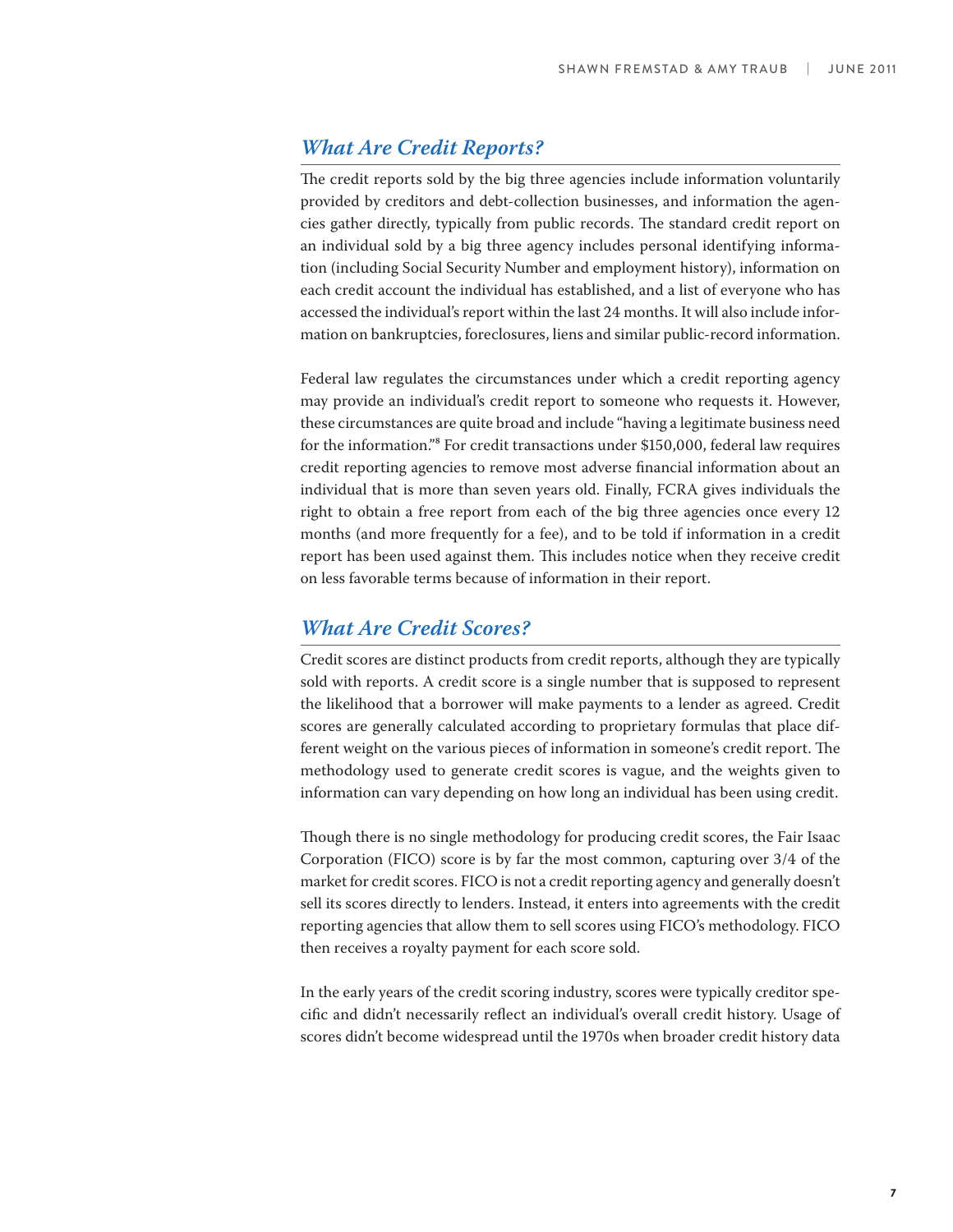## *What Are Credit Reports?*

The credit reports sold by the big three agencies include information voluntarily provided by creditors and debt-collection businesses, and information the agencies gather directly, typically from public records. The standard credit report on an individual sold by a big three agency includes personal identifying information (including Social Security Number and employment history), information on each credit account the individual has established, and a list of everyone who has accessed the individual's report within the last 24 months. It will also include information on bankruptcies, foreclosures, liens and similar public-record information.

Federal law regulates the circumstances under which a credit reporting agency may provide an individual's credit report to someone who requests it. However, these circumstances are quite broad and include "having a legitimate business need for the information."[8] For credit transactions under $150,000, federal law requires credit reporting agencies to remove most adverse financial information about an individual that is more than seven years old. Finally, FCRA gives individuals the right to obtain a free report from each of the big three agencies once every 12 months (and more frequently for a fee), and to be told if information in a credit report has been used against them. This includes notice when they receive credit on less favorable terms because of information in their report.

## *What Are Credit Scores?*

Credit scores are distinct products from credit reports, although they are typically sold with reports. A credit score is a single number that is supposed to represent the likelihood that a borrower will make payments to a lender as agreed. Credit scores are generally calculated according to proprietary formulas that place different weight on the various pieces of information in someone's credit report. The methodology used to generate credit scores is vague, and the weights given to information can vary depending on how long an individual has been using credit.

Though there is no single methodology for producing credit scores, the Fair Isaac Corporation (FICO) score is by far the most common, capturing over 3/4 of the market for credit scores. FICO is not a credit reporting agency and generally doesn't sell its scores directly to lenders. Instead, it enters into agreements with the credit reporting agencies that allow them to sell scores using FICO's methodology. FICO then receives a royalty payment for each score sold.

In the early years of the credit scoring industry, scores were typically creditor specific and didn't necessarily reflect an individual's overall credit history. Usage of scores didn't become widespread until the 1970s when broader credit history data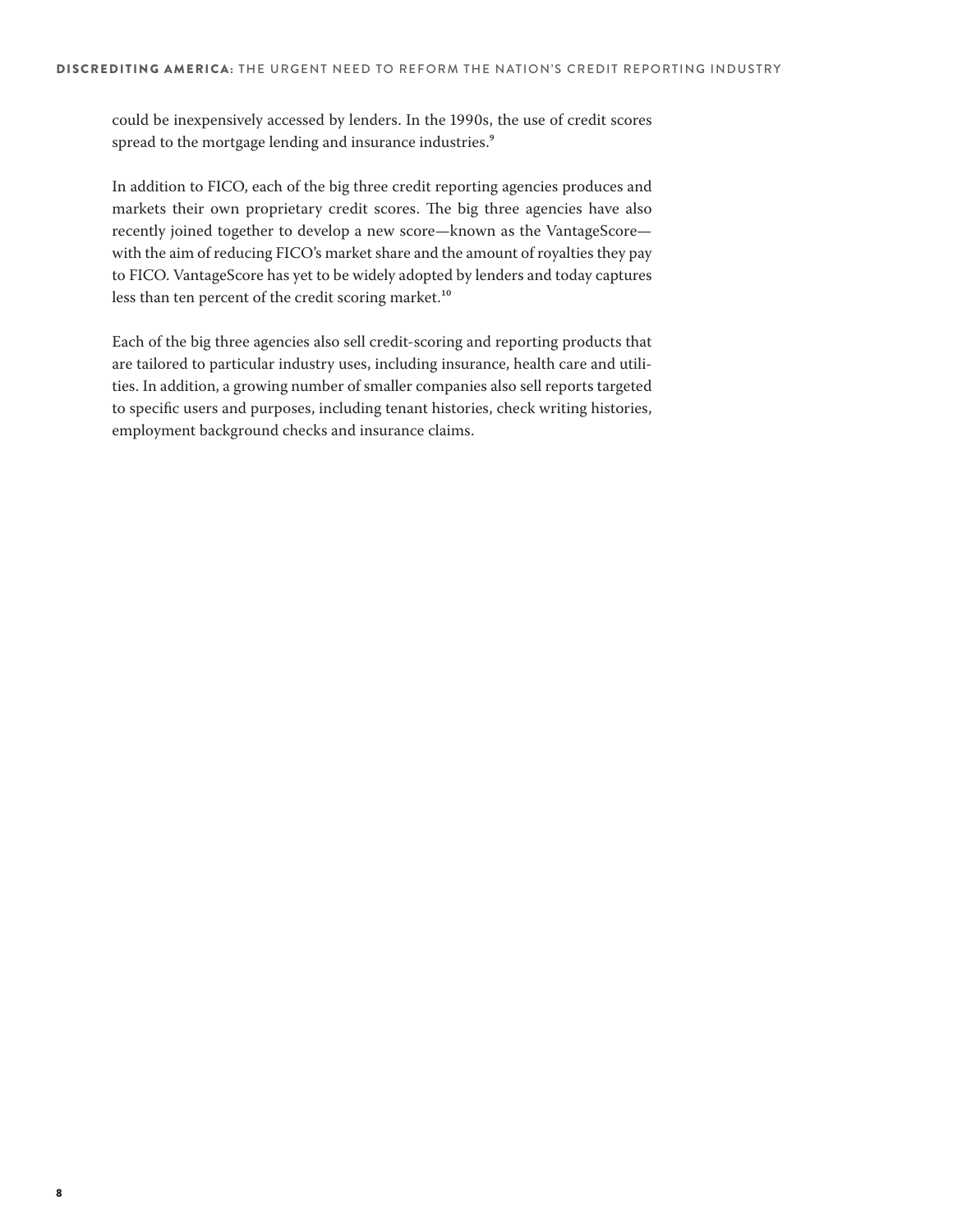could be inexpensively accessed by lenders. In the 1990s, the use of credit scores spread to the mortgage lending and insurance industries.[9]

In addition to FICO, each of the big three credit reporting agencies produces and markets their own proprietary credit scores. The big three agencies have also recently joined together to develop a new score—known as the VantageScore—with the aim of reducing FICO's market share and the amount of royalties they pay to FICO. VantageScore has yet to be widely adopted by lenders and today captures less than ten percent of the credit scoring market.[10]

Each of the big three agencies also sell credit-scoring and reporting products that are tailored to particular industry uses, including insurance, health care and utilities. In addition, a growing number of smaller companies also sell reports targeted to specific users and purposes, including tenant histories, check writing histories, employment background checks and insurance claims.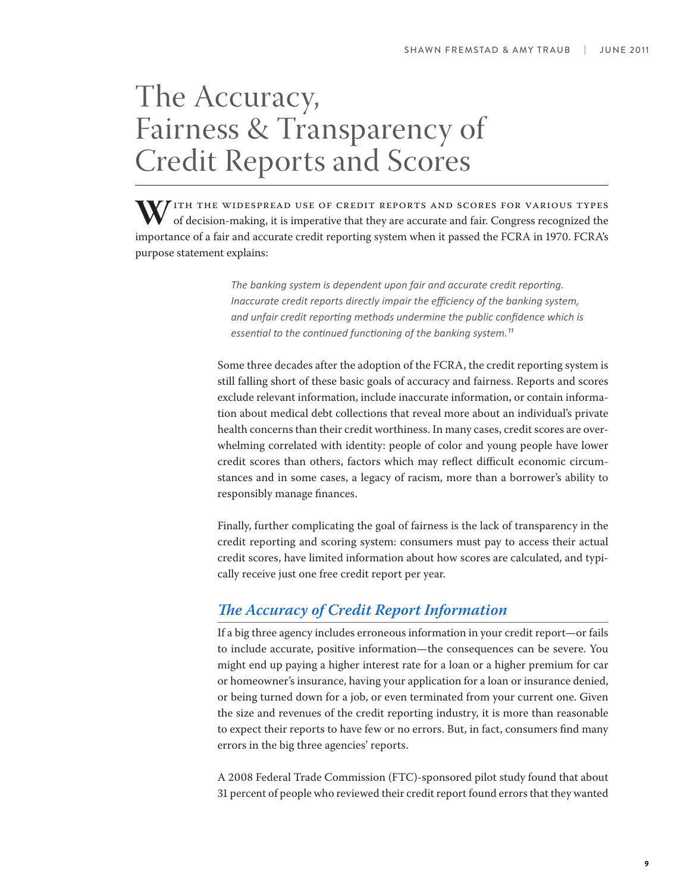# The Accuracy, Fairness & Transparency of Credit Reports and Scores

With the widespread use of credit reports and scores for various types of decision-making, it is imperative that they are accurate and fair. Congress recognized the importance of a fair and accurate credit reporting system when it passed the FCRA in 1970. FCRA's purpose statement explains:

> *The banking system is dependent upon fair and accurate credit reporting. Inaccurate credit reports directly impair the efficiency of the banking system, and unfair credit reporting methods undermine the public confidence which is essential to the continued functioning of the banking system.[11]*

Some three decades after the adoption of the FCRA, the credit reporting system is still falling short of these basic goals of accuracy and fairness. Reports and scores exclude relevant information, include inaccurate information, or contain information about medical debt collections that reveal more about an individual's private health concerns than their credit worthiness. In many cases, credit scores are overwhelming correlated with identity: people of color and young people have lower credit scores than others, factors which may reflect difficult economic circumstances and in some cases, a legacy of racism, more than a borrower's ability to responsibly manage finances.

Finally, further complicating the goal of fairness is the lack of transparency in the credit reporting and scoring system: consumers must pay to access their actual credit scores, have limited information about how scores are calculated, and typically receive just one free credit report per year.

## *The Accuracy of Credit Report Information*

If a big three agency includes erroneous information in your credit report—or fails to include accurate, positive information—the consequences can be severe. You might end up paying a higher interest rate for a loan or a higher premium for car or homeowner's insurance, having your application for a loan or insurance denied, or being turned down for a job, or even terminated from your current one. Given the size and revenues of the credit reporting industry, it is more than reasonable to expect their reports to have few or no errors. But, in fact, consumers find many errors in the big three agencies' reports.

A 2008 Federal Trade Commission (FTC)-sponsored pilot study found that about 31 percent of people who reviewed their credit report found errors that they wanted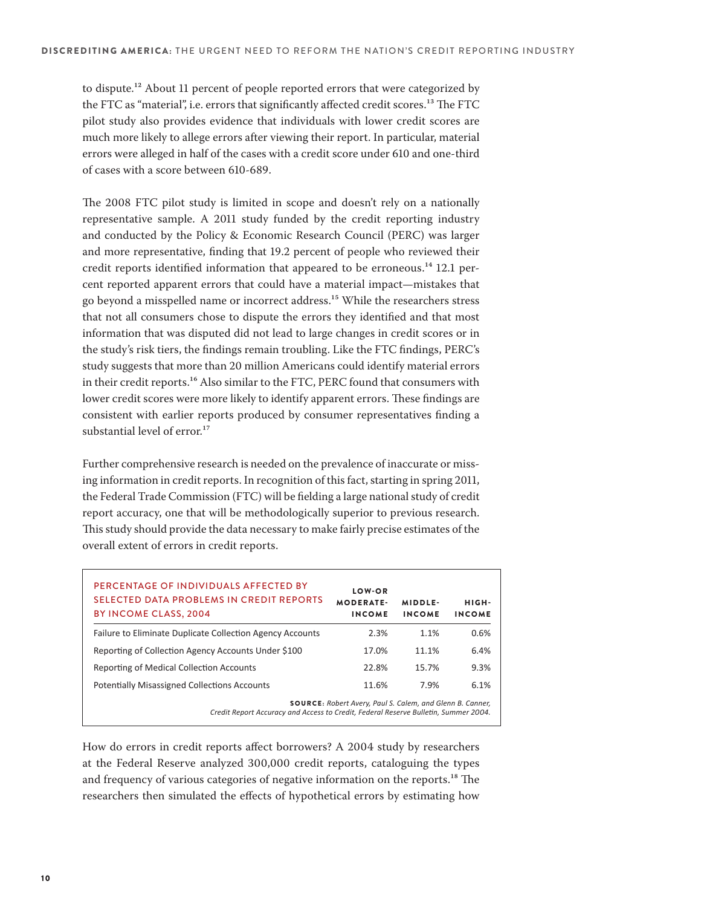to dispute.[12] About 11 percent of people reported errors that were categorized by the FTC as "material", i.e. errors that significantly affected credit scores.[13] The FTC pilot study also provides evidence that individuals with lower credit scores are much more likely to allege errors after viewing their report. In particular, material errors were alleged in half of the cases with a credit score under 610 and one-third of cases with a score between 610-689.

The 2008 FTC pilot study is limited in scope and doesn't rely on a nationally representative sample. A 2011 study funded by the credit reporting industry and conducted by the Policy & Economic Research Council (PERC) was larger and more representative, finding that 19.2 percent of people who reviewed their credit reports identified information that appeared to be erroneous.[14] 12.1 percent reported apparent errors that could have a material impact—mistakes that go beyond a misspelled name or incorrect address.[15] While the researchers stress that not all consumers chose to dispute the errors they identified and that most information that was disputed did not lead to large changes in credit scores or in the study's risk tiers, the findings remain troubling. Like the FTC findings, PERC's study suggests that more than 20 million Americans could identify material errors in their credit reports.[16] Also similar to the FTC, PERC found that consumers with lower credit scores were more likely to identify apparent errors. These findings are consistent with earlier reports produced by consumer representatives finding a substantial level of error.[17]

Further comprehensive research is needed on the prevalence of inaccurate or missing information in credit reports. In recognition of this fact, starting in spring 2011, the Federal Trade Commission (FTC) will be fielding a large national study of credit report accuracy, one that will be methodologically superior to previous research. This study should provide the data necessary to make fairly precise estimates of the overall extent of errors in credit reports.

| PERCENTAGE OF INDIVIDUALS AFFECTED BY SELECTED DATA PROBLEMS IN CREDIT REPORTS BY INCOME CLASS, 2004 | LOW-OR MODERATE-INCOME | MIDDLE-INCOME | HIGH-INCOME |
|---|---|---|---|
| Failure to Eliminate Duplicate Collection Agency Accounts | 2.3% | 1.1% | 0.6% |
| Reporting of Collection Agency Accounts Under $100 | 17.0% | 11.1% | 6.4% |
| Reporting of Medical Collection Accounts | 22.8% | 15.7% | 9.3% |
| Potentially Misassigned Collections Accounts | 11.6% | 7.9% | 6.1% |

**SOURCE:** *Robert Avery, Paul S. Calem, and Glenn B. Canner, Credit Report Accuracy and Access to Credit, Federal Reserve Bulletin, Summer 2004.*

How do errors in credit reports affect borrowers? A 2004 study by researchers at the Federal Reserve analyzed 300,000 credit reports, cataloguing the types and frequency of various categories of negative information on the reports.[18] The researchers then simulated the effects of hypothetical errors by estimating how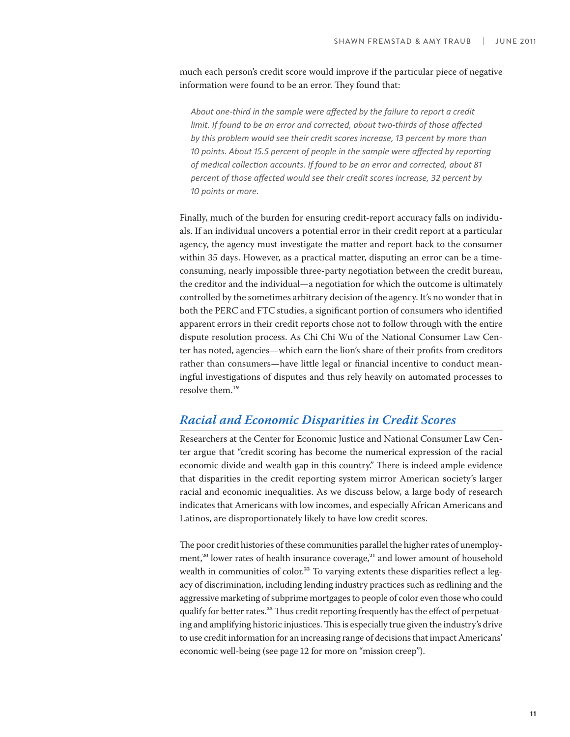much each person's credit score would improve if the particular piece of negative information were found to be an error. They found that:

> *About one-third in the sample were affected by the failure to report a credit limit. If found to be an error and corrected, about two-thirds of those affected by this problem would see their credit scores increase, 13 percent by more than 10 points. About 15.5 percent of people in the sample were affected by reporting of medical collection accounts. If found to be an error and corrected, about 81 percent of those affected would see their credit scores increase, 32 percent by 10 points or more.*

Finally, much of the burden for ensuring credit-report accuracy falls on individuals. If an individual uncovers a potential error in their credit report at a particular agency, the agency must investigate the matter and report back to the consumer within 35 days. However, as a practical matter, disputing an error can be a time-consuming, nearly impossible three-party negotiation between the credit bureau, the creditor and the individual—a negotiation for which the outcome is ultimately controlled by the sometimes arbitrary decision of the agency. It's no wonder that in both the PERC and FTC studies, a significant portion of consumers who identified apparent errors in their credit reports chose not to follow through with the entire dispute resolution process. As Chi Chi Wu of the National Consumer Law Center has noted, agencies—which earn the lion's share of their profits from creditors rather than consumers—have little legal or financial incentive to conduct meaningful investigations of disputes and thus rely heavily on automated processes to resolve them.[19]

## *Racial and Economic Disparities in Credit Scores*

Researchers at the Center for Economic Justice and National Consumer Law Center argue that "credit scoring has become the numerical expression of the racial economic divide and wealth gap in this country." There is indeed ample evidence that disparities in the credit reporting system mirror American society's larger racial and economic inequalities. As we discuss below, a large body of research indicates that Americans with low incomes, and especially African Americans and Latinos, are disproportionately likely to have low credit scores.

The poor credit histories of these communities parallel the higher rates of unemployment,[20] lower rates of health insurance coverage,[21] and lower amount of household wealth in communities of color.[22] To varying extents these disparities reflect a legacy of discrimination, including lending industry practices such as redlining and the aggressive marketing of subprime mortgages to people of color even those who could qualify for better rates.[23] Thus credit reporting frequently has the effect of perpetuating and amplifying historic injustices. This is especially true given the industry's drive to use credit information for an increasing range of decisions that impact Americans' economic well-being (see page 12 for more on "mission creep").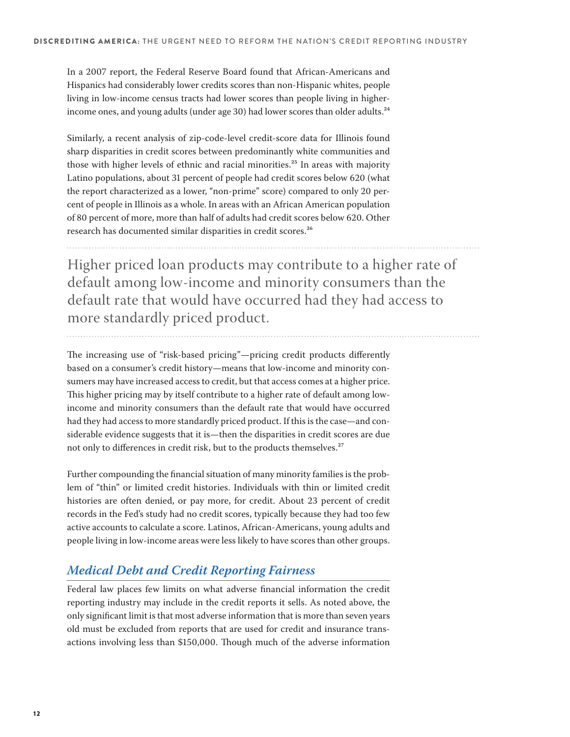In a 2007 report, the Federal Reserve Board found that African-Americans and Hispanics had considerably lower credits scores than non-Hispanic whites, people living in low-income census tracts had lower scores than people living in higher-income ones, and young adults (under age 30) had lower scores than older adults.[24]

Similarly, a recent analysis of zip-code-level credit-score data for Illinois found sharp disparities in credit scores between predominantly white communities and those with higher levels of ethnic and racial minorities.[25] In areas with majority Latino populations, about 31 percent of people had credit scores below 620 (what the report characterized as a lower, "non-prime" score) compared to only 20 percent of people in Illinois as a whole. In areas with an African American population of 80 percent of more, more than half of adults had credit scores below 620. Other research has documented similar disparities in credit scores.[26]

> Higher priced loan products may contribute to a higher rate of default among low-income and minority consumers than the default rate that would have occurred had they had access to more standardly priced product.

The increasing use of "risk-based pricing"—pricing credit products differently based on a consumer's credit history—means that low-income and minority consumers may have increased access to credit, but that access comes at a higher price. This higher pricing may by itself contribute to a higher rate of default among low-income and minority consumers than the default rate that would have occurred had they had access to more standardly priced product. If this is the case—and considerable evidence suggests that it is—then the disparities in credit scores are due not only to differences in credit risk, but to the products themselves.[27]

Further compounding the financial situation of many minority families is the problem of "thin" or limited credit histories. Individuals with thin or limited credit histories are often denied, or pay more, for credit. About 23 percent of credit records in the Fed's study had no credit scores, typically because they had too few active accounts to calculate a score. Latinos, African-Americans, young adults and people living in low-income areas were less likely to have scores than other groups.

## *Medical Debt and Credit Reporting Fairness*

Federal law places few limits on what adverse financial information the credit reporting industry may include in the credit reports it sells. As noted above, the only significant limit is that most adverse information that is more than seven years old must be excluded from reports that are used for credit and insurance transactions involving less than $150,000. Though much of the adverse information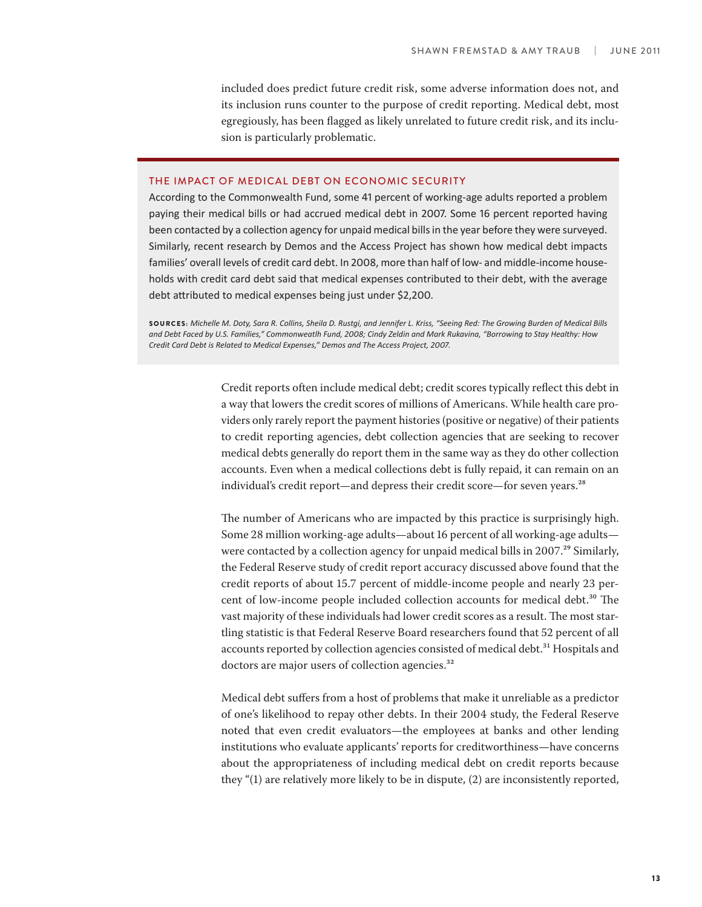included does predict future credit risk, some adverse information does not, and its inclusion runs counter to the purpose of credit reporting. Medical debt, most egregiously, has been flagged as likely unrelated to future credit risk, and its inclusion is particularly problematic.

### THE IMPACT OF MEDICAL DEBT ON ECONOMIC SECURITY

According to the Commonwealth Fund, some 41 percent of working-age adults reported a problem paying their medical bills or had accrued medical debt in 2007. Some 16 percent reported having been contacted by a collection agency for unpaid medical bills in the year before they were surveyed. Similarly, recent research by Demos and the Access Project has shown how medical debt impacts families' overall levels of credit card debt. In 2008, more than half of low- and middle-income households with credit card debt said that medical expenses contributed to their debt, with the average debt attributed to medical expenses being just under $2,200.

**SOURCES:** *Michelle M. Doty, Sara R. Collins, Sheila D. Rustgi, and Jennifer L. Kriss, "Seeing Red: The Growing Burden of Medical Bills and Debt Faced by U.S. Families," Commonweatlh Fund, 2008; Cindy Zeldin and Mark Rukavina, "Borrowing to Stay Healthy: How Credit Card Debt is Related to Medical Expenses," Demos and The Access Project, 2007.*

Credit reports often include medical debt; credit scores typically reflect this debt in a way that lowers the credit scores of millions of Americans. While health care providers only rarely report the payment histories (positive or negative) of their patients to credit reporting agencies, debt collection agencies that are seeking to recover medical debts generally do report them in the same way as they do other collection accounts. Even when a medical collections debt is fully repaid, it can remain on an individual's credit report—and depress their credit score—for seven years.[28]

The number of Americans who are impacted by this practice is surprisingly high. Some 28 million working-age adults—about 16 percent of all working-age adults—were contacted by a collection agency for unpaid medical bills in 2007.[29] Similarly, the Federal Reserve study of credit report accuracy discussed above found that the credit reports of about 15.7 percent of middle-income people and nearly 23 percent of low-income people included collection accounts for medical debt.[30] The vast majority of these individuals had lower credit scores as a result. The most startling statistic is that Federal Reserve Board researchers found that 52 percent of all accounts reported by collection agencies consisted of medical debt.[31] Hospitals and doctors are major users of collection agencies.[32]

Medical debt suffers from a host of problems that make it unreliable as a predictor of one's likelihood to repay other debts. In their 2004 study, the Federal Reserve noted that even credit evaluators—the employees at banks and other lending institutions who evaluate applicants' reports for creditworthiness—have concerns about the appropriateness of including medical debt on credit reports because they "(1) are relatively more likely to be in dispute, (2) are inconsistently reported,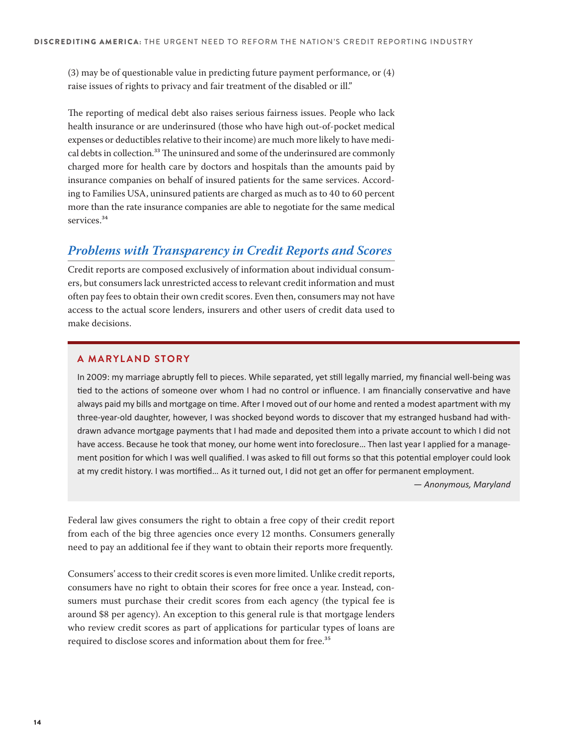(3) may be of questionable value in predicting future payment performance, or (4) raise issues of rights to privacy and fair treatment of the disabled or ill."

The reporting of medical debt also raises serious fairness issues. People who lack health insurance or are underinsured (those who have high out-of-pocket medical expenses or deductibles relative to their income) are much more likely to have medical debts in collection.[33] The uninsured and some of the underinsured are commonly charged more for health care by doctors and hospitals than the amounts paid by insurance companies on behalf of insured patients for the same services. According to Families USA, uninsured patients are charged as much as to 40 to 60 percent more than the rate insurance companies are able to negotiate for the same medical services.[34]

## *Problems with Transparency in Credit Reports and Scores*

Credit reports are composed exclusively of information about individual consumers, but consumers lack unrestricted access to relevant credit information and must often pay fees to obtain their own credit scores. Even then, consumers may not have access to the actual score lenders, insurers and other users of credit data used to make decisions.

### A MARYLAND STORY

In 2009: my marriage abruptly fell to pieces. While separated, yet still legally married, my financial well-being was tied to the actions of someone over whom I had no control or influence. I am financially conservative and have always paid my bills and mortgage on time. After I moved out of our home and rented a modest apartment with my three-year-old daughter, however, I was shocked beyond words to discover that my estranged husband had withdrawn advance mortgage payments that I had made and deposited them into a private account to which I did not have access. Because he took that money, our home went into foreclosure… Then last year I applied for a management position for which I was well qualified. I was asked to fill out forms so that this potential employer could look at my credit history. I was mortified… As it turned out, I did not get an offer for permanent employment.

*— Anonymous, Maryland*

Federal law gives consumers the right to obtain a free copy of their credit report from each of the big three agencies once every 12 months. Consumers generally need to pay an additional fee if they want to obtain their reports more frequently.

Consumers' access to their credit scores is even more limited. Unlike credit reports, consumers have no right to obtain their scores for free once a year. Instead, consumers must purchase their credit scores from each agency (the typical fee is around $8 per agency). An exception to this general rule is that mortgage lenders who review credit scores as part of applications for particular types of loans are required to disclose scores and information about them for free.[35]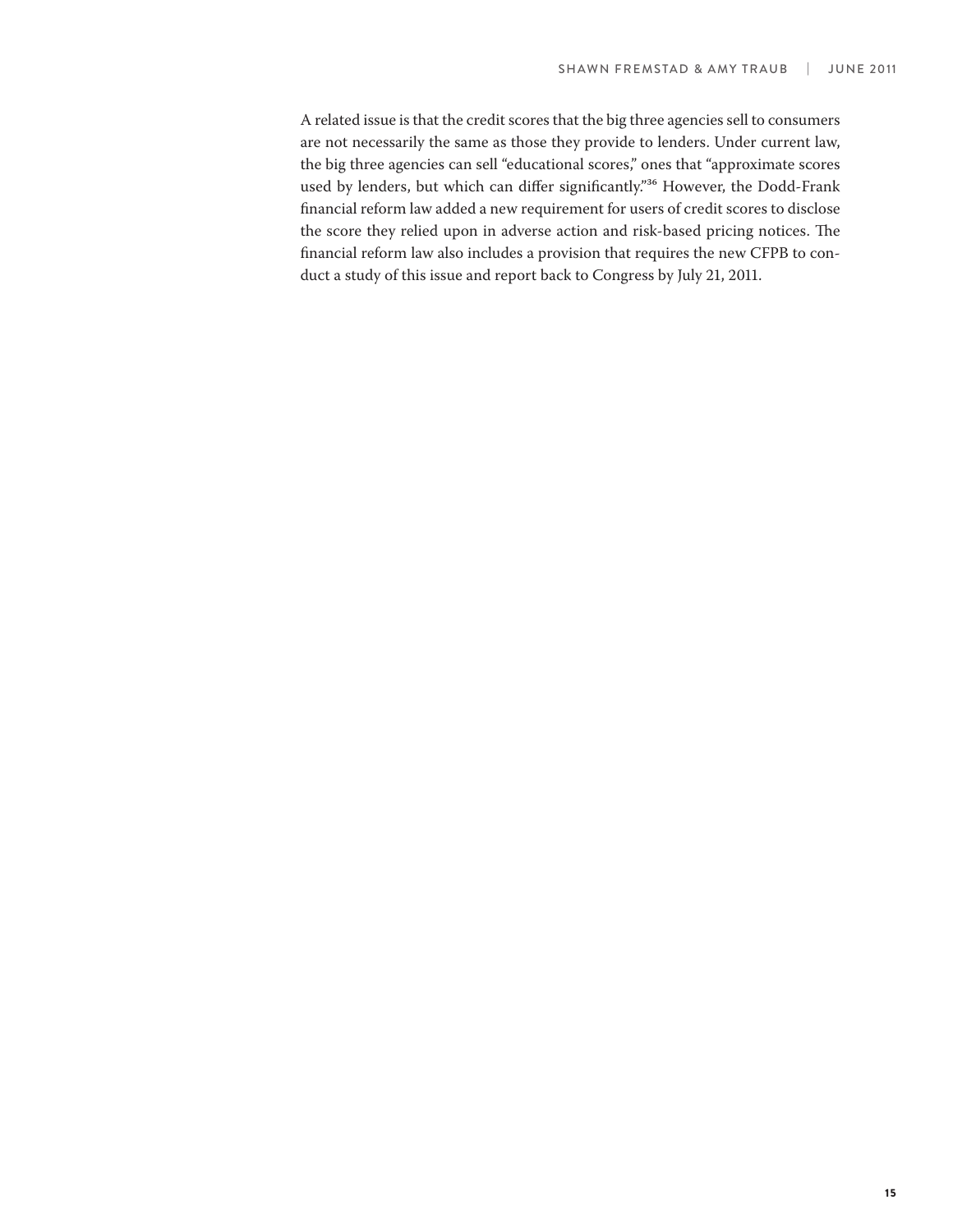A related issue is that the credit scores that the big three agencies sell to consumers are not necessarily the same as those they provide to lenders. Under current law, the big three agencies can sell "educational scores," ones that "approximate scores used by lenders, but which can differ significantly."[36] However, the Dodd-Frank financial reform law added a new requirement for users of credit scores to disclose the score they relied upon in adverse action and risk-based pricing notices. The financial reform law also includes a provision that requires the new CFPB to conduct a study of this issue and report back to Congress by July 21, 2011.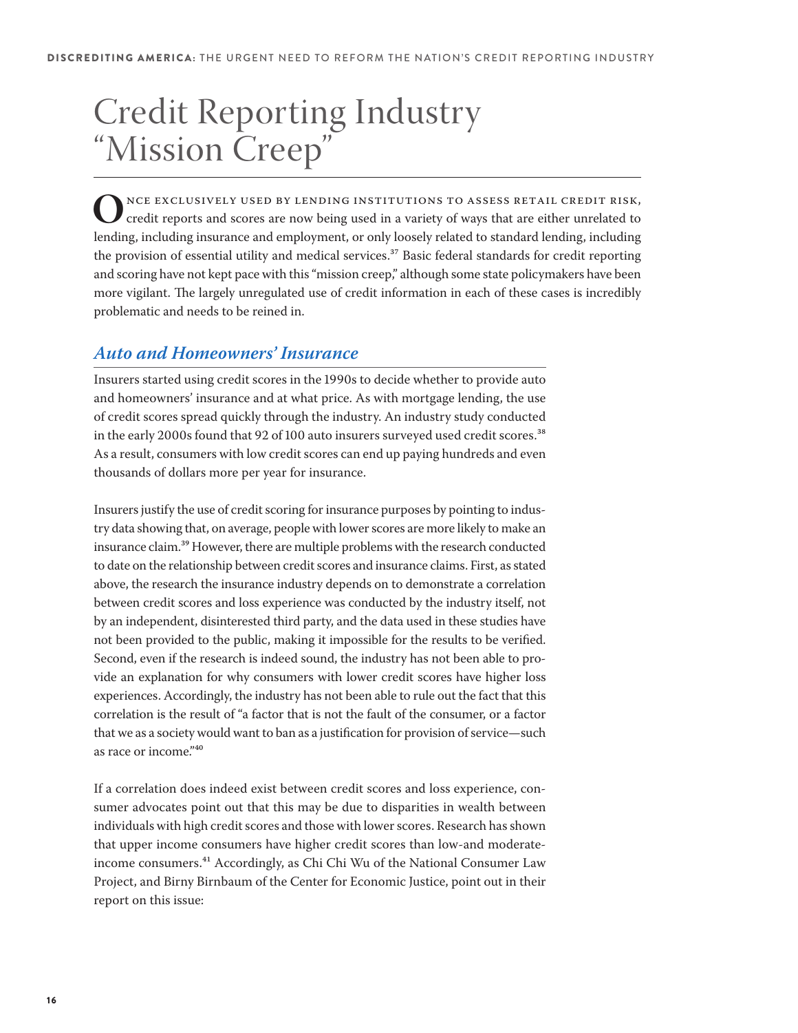# Credit Reporting Industry "Mission Creep"

Once exclusively used by lending institutions to assess retail credit risk, credit reports and scores are now being used in a variety of ways that are either unrelated to lending, including insurance and employment, or only loosely related to standard lending, including the provision of essential utility and medical services.[37] Basic federal standards for credit reporting and scoring have not kept pace with this "mission creep," although some state policymakers have been more vigilant. The largely unregulated use of credit information in each of these cases is incredibly problematic and needs to be reined in.

## *Auto and Homeowners' Insurance*

Insurers started using credit scores in the 1990s to decide whether to provide auto and homeowners' insurance and at what price. As with mortgage lending, the use of credit scores spread quickly through the industry. An industry study conducted in the early 2000s found that 92 of 100 auto insurers surveyed used credit scores.[38] As a result, consumers with low credit scores can end up paying hundreds and even thousands of dollars more per year for insurance.

Insurers justify the use of credit scoring for insurance purposes by pointing to industry data showing that, on average, people with lower scores are more likely to make an insurance claim.[39] However, there are multiple problems with the research conducted to date on the relationship between credit scores and insurance claims. First, as stated above, the research the insurance industry depends on to demonstrate a correlation between credit scores and loss experience was conducted by the industry itself, not by an independent, disinterested third party, and the data used in these studies have not been provided to the public, making it impossible for the results to be verified. Second, even if the research is indeed sound, the industry has not been able to provide an explanation for why consumers with lower credit scores have higher loss experiences. Accordingly, the industry has not been able to rule out the fact that this correlation is the result of "a factor that is not the fault of the consumer, or a factor that we as a society would want to ban as a justification for provision of service—such as race or income."[40]

If a correlation does indeed exist between credit scores and loss experience, consumer advocates point out that this may be due to disparities in wealth between individuals with high credit scores and those with lower scores. Research has shown that upper income consumers have higher credit scores than low-and moderate-income consumers.[41] Accordingly, as Chi Chi Wu of the National Consumer Law Project, and Birny Birnbaum of the Center for Economic Justice, point out in their report on this issue: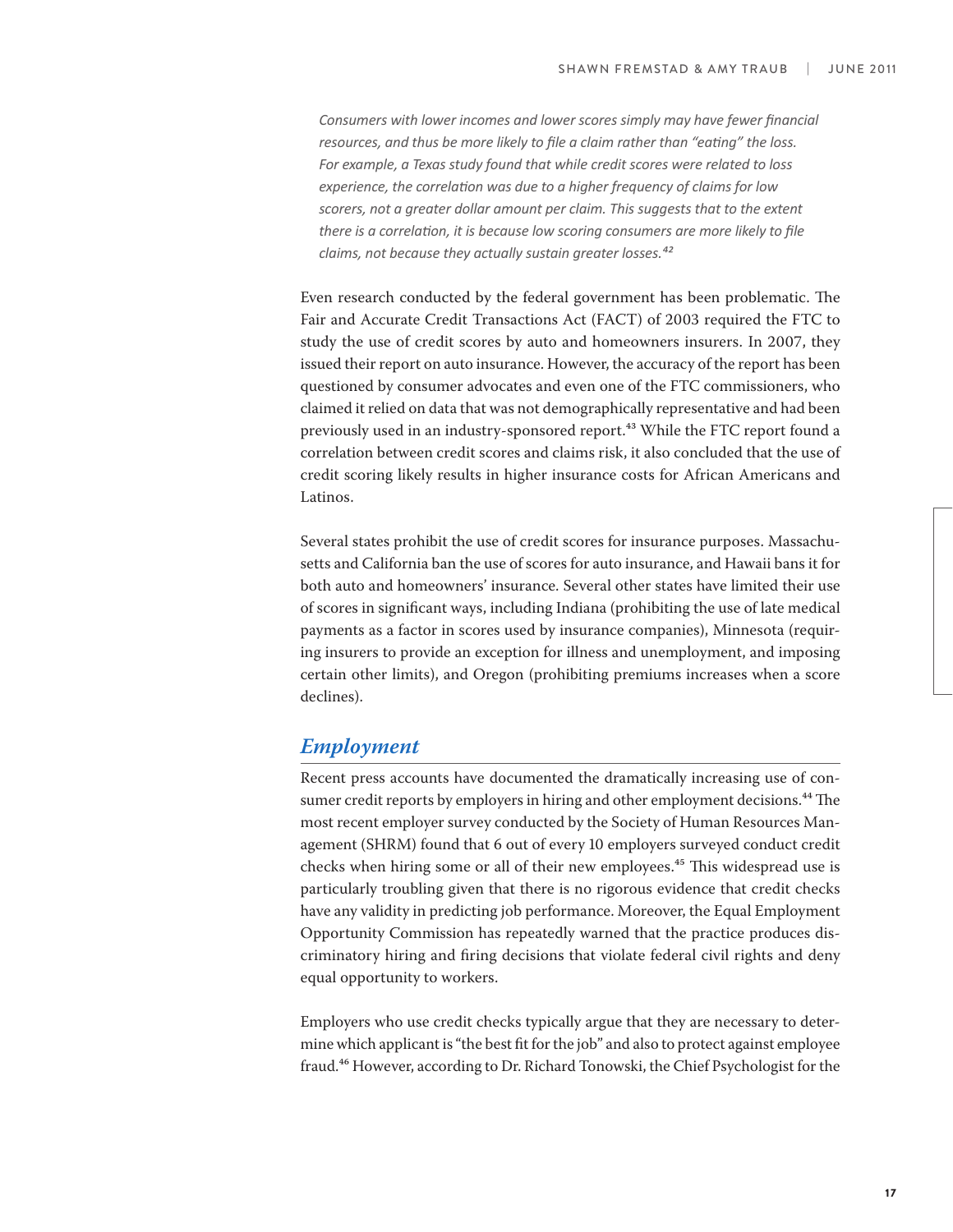> *Consumers with lower incomes and lower scores simply may have fewer financial resources, and thus be more likely to file a claim rather than "eating" the loss. For example, a Texas study found that while credit scores were related to loss experience, the correlation was due to a higher frequency of claims for low scorers, not a greater dollar amount per claim. This suggests that to the extent there is a correlation, it is because low scoring consumers are more likely to file claims, not because they actually sustain greater losses.*[42]

Even research conducted by the federal government has been problematic. The Fair and Accurate Credit Transactions Act (FACT) of 2003 required the FTC to study the use of credit scores by auto and homeowners insurers. In 2007, they issued their report on auto insurance. However, the accuracy of the report has been questioned by consumer advocates and even one of the FTC commissioners, who claimed it relied on data that was not demographically representative and had been previously used in an industry-sponsored report.[43] While the FTC report found a correlation between credit scores and claims risk, it also concluded that the use of credit scoring likely results in higher insurance costs for African Americans and Latinos.

Several states prohibit the use of credit scores for insurance purposes. Massachusetts and California ban the use of scores for auto insurance, and Hawaii bans it for both auto and homeowners' insurance. Several other states have limited their use of scores in significant ways, including Indiana (prohibiting the use of late medical payments as a factor in scores used by insurance companies), Minnesota (requiring insurers to provide an exception for illness and unemployment, and imposing certain other limits), and Oregon (prohibiting premiums increases when a score declines).

## *Employment*

Recent press accounts have documented the dramatically increasing use of consumer credit reports by employers in hiring and other employment decisions.[44] The most recent employer survey conducted by the Society of Human Resources Management (SHRM) found that 6 out of every 10 employers surveyed conduct credit checks when hiring some or all of their new employees.[45] This widespread use is particularly troubling given that there is no rigorous evidence that credit checks have any validity in predicting job performance. Moreover, the Equal Employment Opportunity Commission has repeatedly warned that the practice produces discriminatory hiring and firing decisions that violate federal civil rights and deny equal opportunity to workers.

Employers who use credit checks typically argue that they are necessary to determine which applicant is "the best fit for the job" and also to protect against employee fraud.[46] However, according to Dr. Richard Tonowski, the Chief Psychologist for the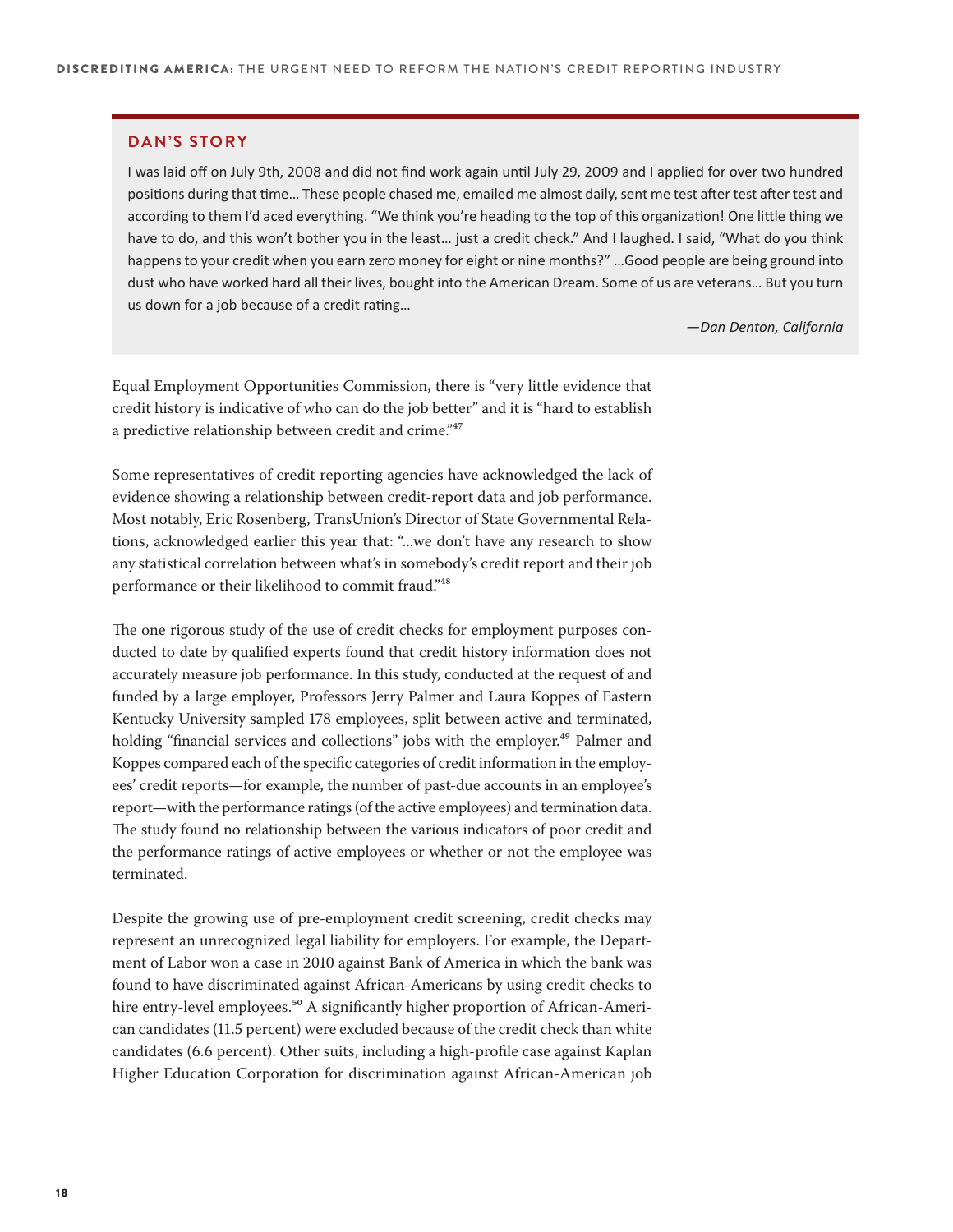## DAN'S STORY

I was laid off on July 9th, 2008 and did not find work again until July 29, 2009 and I applied for over two hundred positions during that time… These people chased me, emailed me almost daily, sent me test after test after test and according to them I'd aced everything. "We think you're heading to the top of this organization! One little thing we have to do, and this won't bother you in the least… just a credit check." And I laughed. I said, "What do you think happens to your credit when you earn zero money for eight or nine months?" …Good people are being ground into dust who have worked hard all their lives, bought into the American Dream. Some of us are veterans… But you turn us down for a job because of a credit rating…

*—Dan Denton, California*

Equal Employment Opportunities Commission, there is "very little evidence that credit history is indicative of who can do the job better" and it is "hard to establish a predictive relationship between credit and crime."[47]

Some representatives of credit reporting agencies have acknowledged the lack of evidence showing a relationship between credit-report data and job performance. Most notably, Eric Rosenberg, TransUnion's Director of State Governmental Relations, acknowledged earlier this year that: "…we don't have any research to show any statistical correlation between what's in somebody's credit report and their job performance or their likelihood to commit fraud."[48]

The one rigorous study of the use of credit checks for employment purposes conducted to date by qualified experts found that credit history information does not accurately measure job performance. In this study, conducted at the request of and funded by a large employer, Professors Jerry Palmer and Laura Koppes of Eastern Kentucky University sampled 178 employees, split between active and terminated, holding "financial services and collections" jobs with the employer.[49] Palmer and Koppes compared each of the specific categories of credit information in the employees' credit reports—for example, the number of past-due accounts in an employee's report—with the performance ratings (of the active employees) and termination data. The study found no relationship between the various indicators of poor credit and the performance ratings of active employees or whether or not the employee was terminated.

Despite the growing use of pre-employment credit screening, credit checks may represent an unrecognized legal liability for employers. For example, the Department of Labor won a case in 2010 against Bank of America in which the bank was found to have discriminated against African-Americans by using credit checks to hire entry-level employees.[50] A significantly higher proportion of African-American candidates (11.5 percent) were excluded because of the credit check than white candidates (6.6 percent). Other suits, including a high-profile case against Kaplan Higher Education Corporation for discrimination against African-American job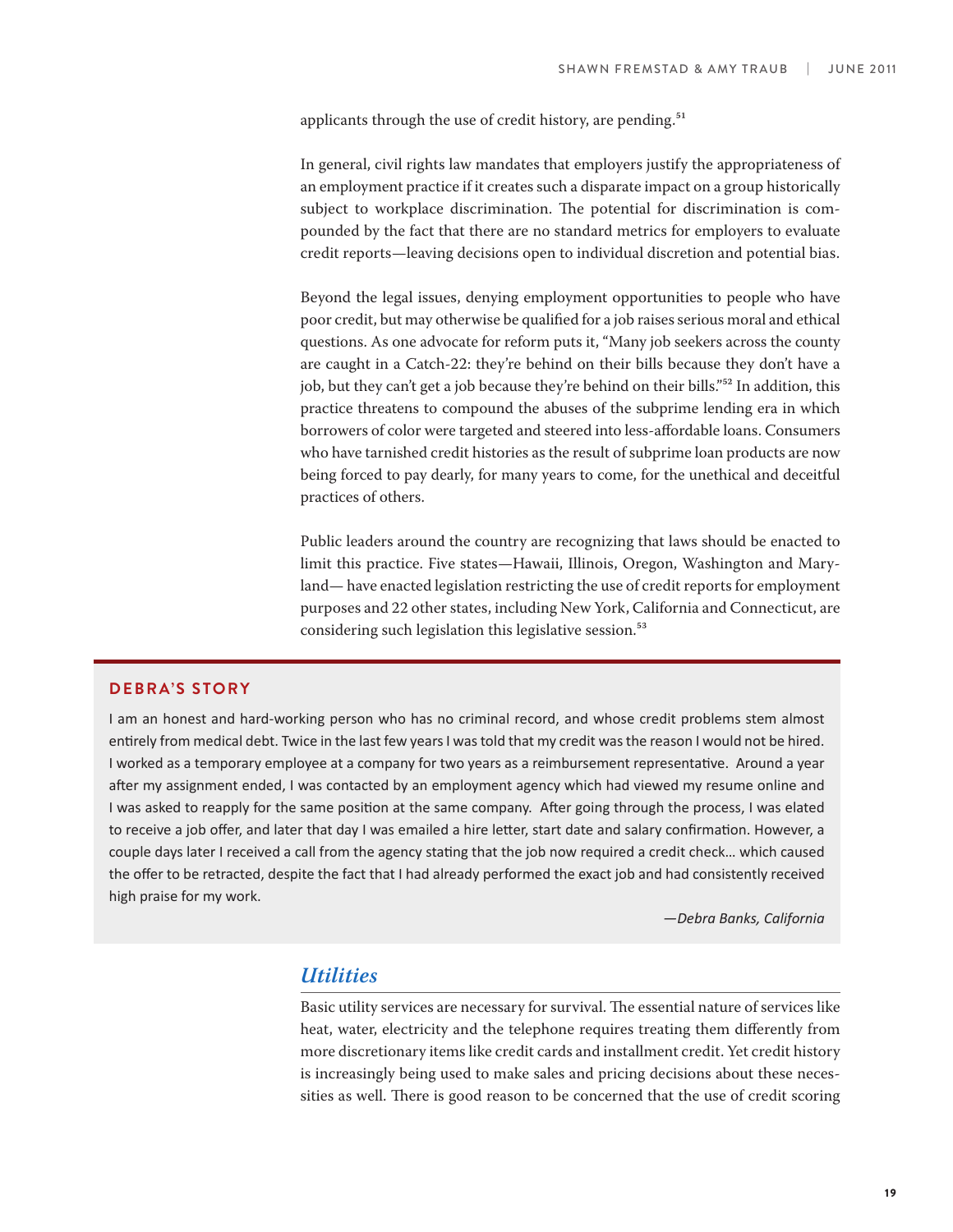applicants through the use of credit history, are pending.[51]

In general, civil rights law mandates that employers justify the appropriateness of an employment practice if it creates such a disparate impact on a group historically subject to workplace discrimination. The potential for discrimination is compounded by the fact that there are no standard metrics for employers to evaluate credit reports—leaving decisions open to individual discretion and potential bias.

Beyond the legal issues, denying employment opportunities to people who have poor credit, but may otherwise be qualified for a job raises serious moral and ethical questions. As one advocate for reform puts it, "Many job seekers across the county are caught in a Catch-22: they're behind on their bills because they don't have a job, but they can't get a job because they're behind on their bills."[52] In addition, this practice threatens to compound the abuses of the subprime lending era in which borrowers of color were targeted and steered into less-affordable loans. Consumers who have tarnished credit histories as the result of subprime loan products are now being forced to pay dearly, for many years to come, for the unethical and deceitful practices of others.

Public leaders around the country are recognizing that laws should be enacted to limit this practice. Five states—Hawaii, Illinois, Oregon, Washington and Maryland— have enacted legislation restricting the use of credit reports for employment purposes and 22 other states, including New York, California and Connecticut, are considering such legislation this legislative session.[53]

**DEBRA'S STORY**

I am an honest and hard-working person who has no criminal record, and whose credit problems stem almost entirely from medical debt. Twice in the last few years I was told that my credit was the reason I would not be hired. I worked as a temporary employee at a company for two years as a reimbursement representative. Around a year after my assignment ended, I was contacted by an employment agency which had viewed my resume online and I was asked to reapply for the same position at the same company. After going through the process, I was elated to receive a job offer, and later that day I was emailed a hire letter, start date and salary confirmation. However, a couple days later I received a call from the agency stating that the job now required a credit check… which caused the offer to be retracted, despite the fact that I had already performed the exact job and had consistently received high praise for my work.

*—Debra Banks, California*

## *Utilities*

Basic utility services are necessary for survival. The essential nature of services like heat, water, electricity and the telephone requires treating them differently from more discretionary items like credit cards and installment credit. Yet credit history is increasingly being used to make sales and pricing decisions about these necessities as well. There is good reason to be concerned that the use of credit scoring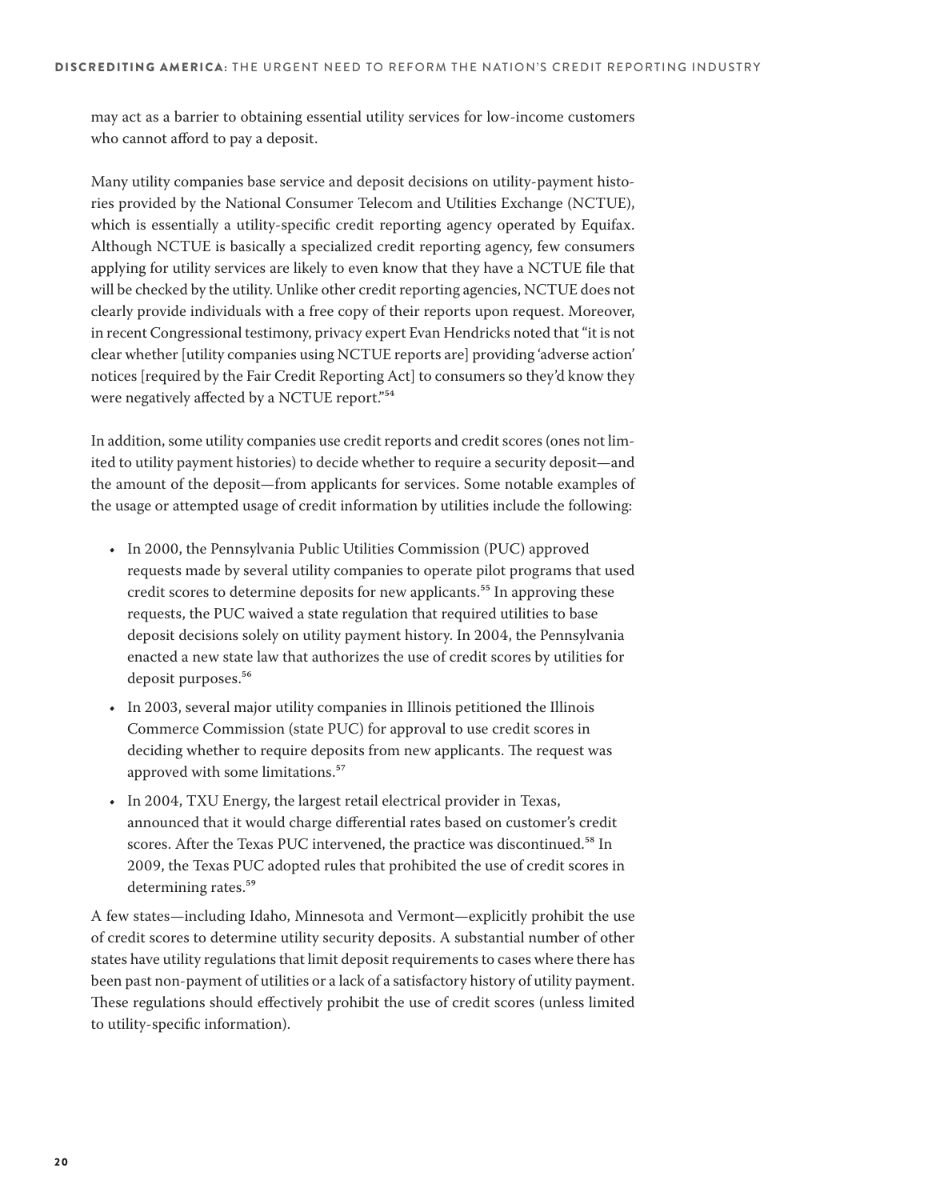may act as a barrier to obtaining essential utility services for low-income customers who cannot afford to pay a deposit.

Many utility companies base service and deposit decisions on utility-payment histories provided by the National Consumer Telecom and Utilities Exchange (NCTUE), which is essentially a utility-specific credit reporting agency operated by Equifax. Although NCTUE is basically a specialized credit reporting agency, few consumers applying for utility services are likely to even know that they have a NCTUE file that will be checked by the utility. Unlike other credit reporting agencies, NCTUE does not clearly provide individuals with a free copy of their reports upon request. Moreover, in recent Congressional testimony, privacy expert Evan Hendricks noted that "it is not clear whether [utility companies using NCTUE reports are] providing 'adverse action' notices [required by the Fair Credit Reporting Act] to consumers so they'd know they were negatively affected by a NCTUE report."[54]

In addition, some utility companies use credit reports and credit scores (ones not limited to utility payment histories) to decide whether to require a security deposit—and the amount of the deposit—from applicants for services. Some notable examples of the usage or attempted usage of credit information by utilities include the following:

- In 2000, the Pennsylvania Public Utilities Commission (PUC) approved requests made by several utility companies to operate pilot programs that used credit scores to determine deposits for new applicants.[55] In approving these requests, the PUC waived a state regulation that required utilities to base deposit decisions solely on utility payment history. In 2004, the Pennsylvania enacted a new state law that authorizes the use of credit scores by utilities for deposit purposes.[56]
- In 2003, several major utility companies in Illinois petitioned the Illinois Commerce Commission (state PUC) for approval to use credit scores in deciding whether to require deposits from new applicants. The request was approved with some limitations.[57]
- In 2004, TXU Energy, the largest retail electrical provider in Texas, announced that it would charge differential rates based on customer's credit scores. After the Texas PUC intervened, the practice was discontinued.[58] In 2009, the Texas PUC adopted rules that prohibited the use of credit scores in determining rates.[59]

A few states—including Idaho, Minnesota and Vermont—explicitly prohibit the use of credit scores to determine utility security deposits. A substantial number of other states have utility regulations that limit deposit requirements to cases where there has been past non-payment of utilities or a lack of a satisfactory history of utility payment. These regulations should effectively prohibit the use of credit scores (unless limited to utility-specific information).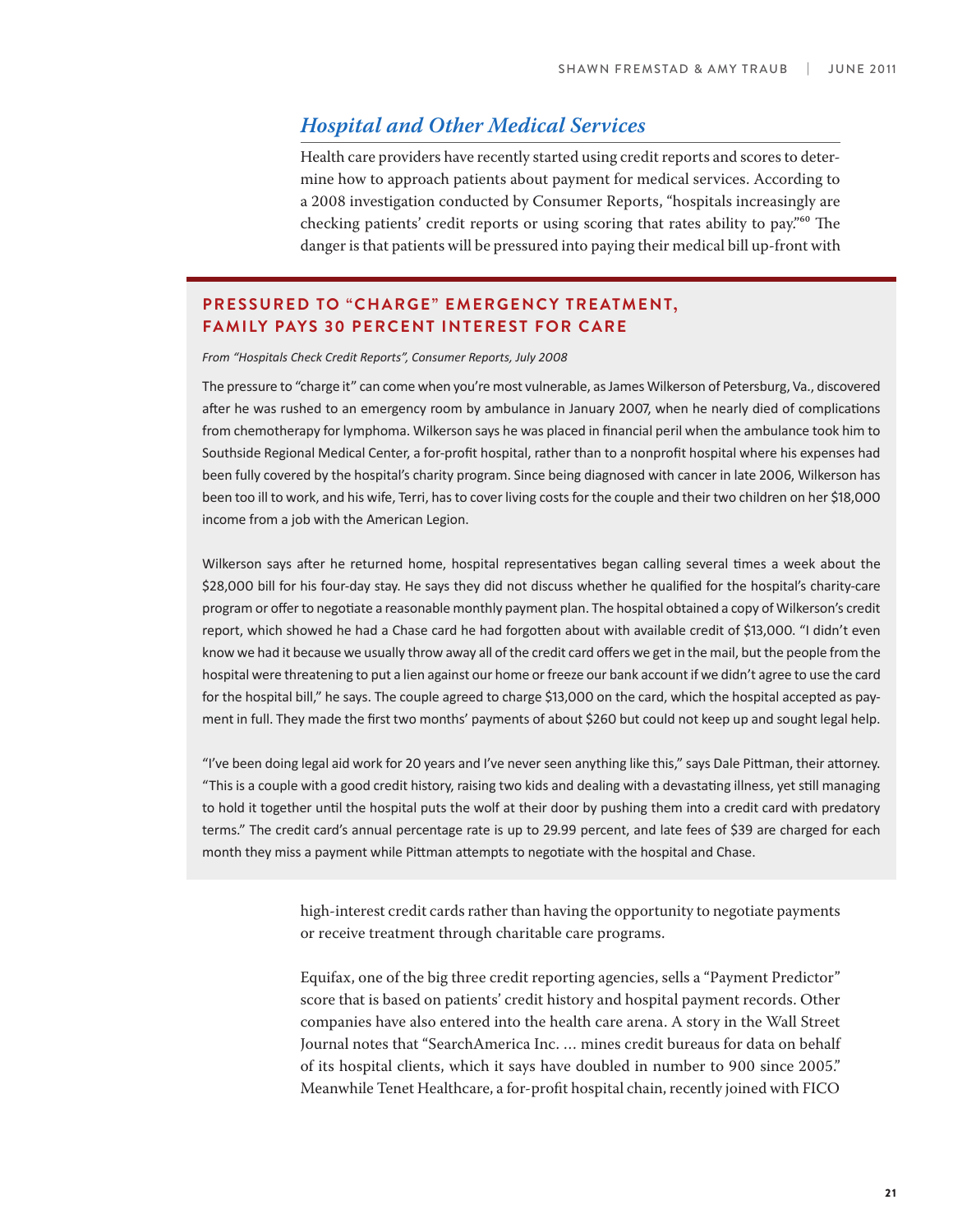## *Hospital and Other Medical Services*

Health care providers have recently started using credit reports and scores to determine how to approach patients about payment for medical services. According to a 2008 investigation conducted by Consumer Reports, "hospitals increasingly are checking patients' credit reports or using scoring that rates ability to pay."[60] The danger is that patients will be pressured into paying their medical bill up-front with high-interest credit cards rather than having the opportunity to negotiate payments or receive treatment through charitable care programs.

### PRESSURED TO "CHARGE" EMERGENCY TREATMENT, FAMILY PAYS 30 PERCENT INTEREST FOR CARE

*From "Hospitals Check Credit Reports", Consumer Reports, July 2008*

The pressure to "charge it" can come when you're most vulnerable, as James Wilkerson of Petersburg, Va., discovered after he was rushed to an emergency room by ambulance in January 2007, when he nearly died of complications from chemotherapy for lymphoma. Wilkerson says he was placed in financial peril when the ambulance took him to Southside Regional Medical Center, a for-profit hospital, rather than to a nonprofit hospital where his expenses had been fully covered by the hospital's charity program. Since being diagnosed with cancer in late 2006, Wilkerson has been too ill to work, and his wife, Terri, has to cover living costs for the couple and their two children on her $18,000 income from a job with the American Legion.

Wilkerson says after he returned home, hospital representatives began calling several times a week about the $28,000 bill for his four-day stay. He says they did not discuss whether he qualified for the hospital's charity-care program or offer to negotiate a reasonable monthly payment plan. The hospital obtained a copy of Wilkerson's credit report, which showed he had a Chase card he had forgotten about with available credit of $13,000. "I didn't even know we had it because we usually throw away all of the credit card offers we get in the mail, but the people from the hospital were threatening to put a lien against our home or freeze our bank account if we didn't agree to use the card for the hospital bill," he says. The couple agreed to charge $13,000 on the card, which the hospital accepted as payment in full. They made the first two months' payments of about $260 but could not keep up and sought legal help.

"I've been doing legal aid work for 20 years and I've never seen anything like this," says Dale Pittman, their attorney. "This is a couple with a good credit history, raising two kids and dealing with a devastating illness, yet still managing to hold it together until the hospital puts the wolf at their door by pushing them into a credit card with predatory terms." The credit card's annual percentage rate is up to 29.99 percent, and late fees of $39 are charged for each month they miss a payment while Pittman attempts to negotiate with the hospital and Chase.

Equifax, one of the big three credit reporting agencies, sells a "Payment Predictor" score that is based on patients' credit history and hospital payment records. Other companies have also entered into the health care arena. A story in the Wall Street Journal notes that "SearchAmerica Inc. … mines credit bureaus for data on behalf of its hospital clients, which it says have doubled in number to 900 since 2005." Meanwhile Tenet Healthcare, a for-profit hospital chain, recently joined with FICO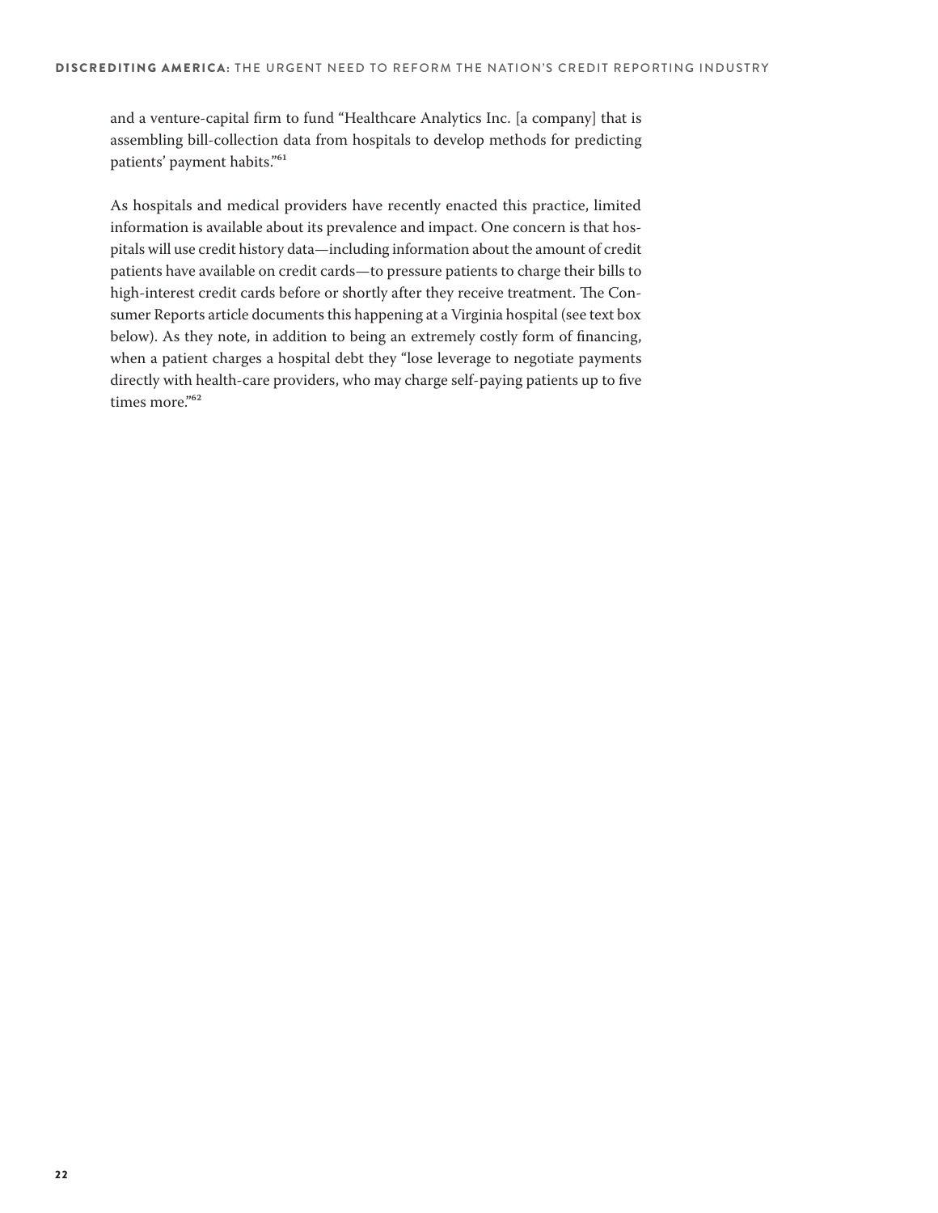and a venture-capital firm to fund "Healthcare Analytics Inc. [a company] that is assembling bill-collection data from hospitals to develop methods for predicting patients' payment habits."[61]

As hospitals and medical providers have recently enacted this practice, limited information is available about its prevalence and impact. One concern is that hospitals will use credit history data—including information about the amount of credit patients have available on credit cards—to pressure patients to charge their bills to high-interest credit cards before or shortly after they receive treatment. The Consumer Reports article documents this happening at a Virginia hospital (see text box below). As they note, in addition to being an extremely costly form of financing, when a patient charges a hospital debt they "lose leverage to negotiate payments directly with health-care providers, who may charge self-paying patients up to five times more."[62]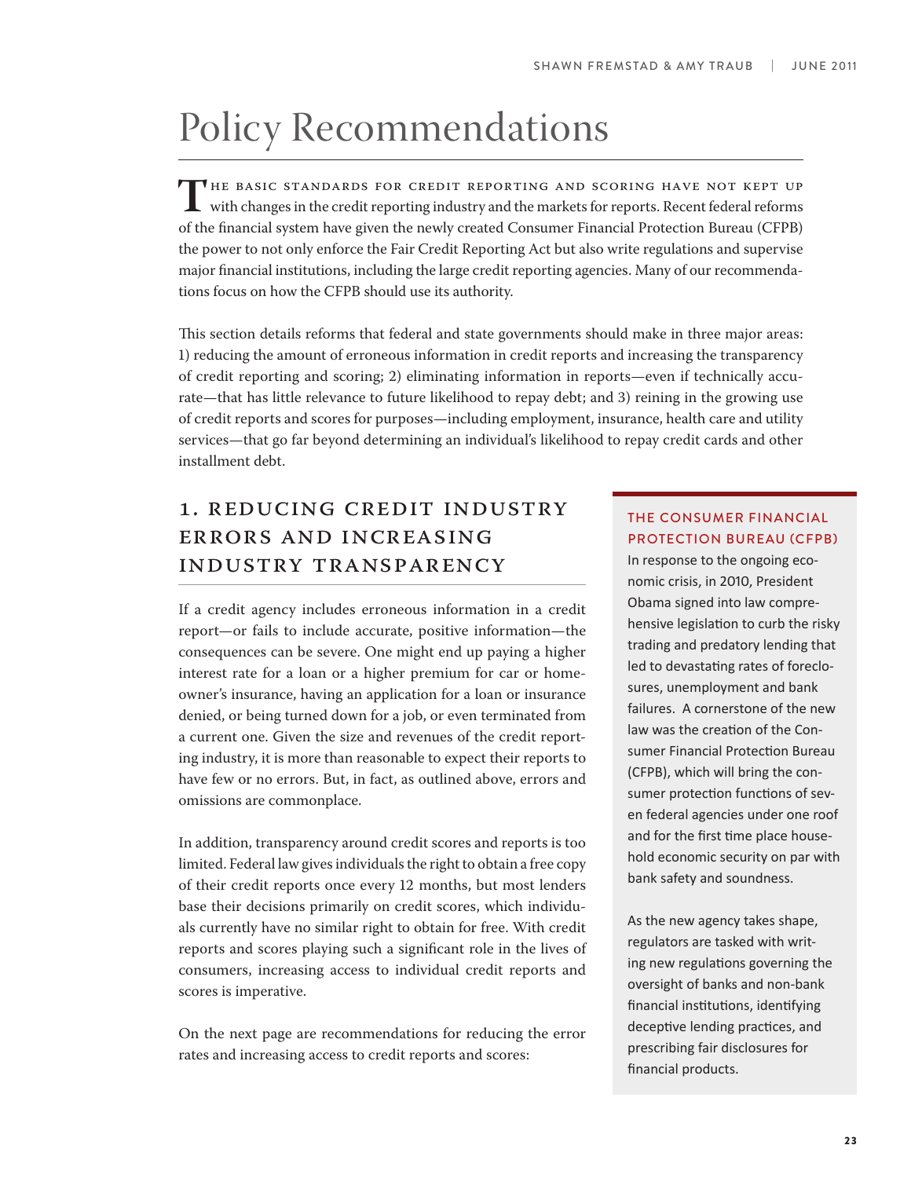# Policy Recommendations

The basic standards for credit reporting and scoring have not kept up with changes in the credit reporting industry and the markets for reports. Recent federal reforms of the financial system have given the newly created Consumer Financial Protection Bureau (CFPB) the power to not only enforce the Fair Credit Reporting Act but also write regulations and supervise major financial institutions, including the large credit reporting agencies. Many of our recommendations focus on how the CFPB should use its authority.

This section details reforms that federal and state governments should make in three major areas: 1) reducing the amount of erroneous information in credit reports and increasing the transparency of credit reporting and scoring; 2) eliminating information in reports—even if technically accurate—that has little relevance to future likelihood to repay debt; and 3) reining in the growing use of credit reports and scores for purposes—including employment, insurance, health care and utility services—that go far beyond determining an individual's likelihood to repay credit cards and other installment debt.

## 1. Reducing Credit Industry Errors and Increasing Industry Transparency

If a credit agency includes erroneous information in a credit report—or fails to include accurate, positive information—the consequences can be severe. One might end up paying a higher interest rate for a loan or a higher premium for car or homeowner's insurance, having an application for a loan or insurance denied, or being turned down for a job, or even terminated from a current one. Given the size and revenues of the credit reporting industry, it is more than reasonable to expect their reports to have few or no errors. But, in fact, as outlined above, errors and omissions are commonplace.

In addition, transparency around credit scores and reports is too limited. Federal law gives individuals the right to obtain a free copy of their credit reports once every 12 months, but most lenders base their decisions primarily on credit scores, which individuals currently have no similar right to obtain for free. With credit reports and scores playing such a significant role in the lives of consumers, increasing access to individual credit reports and scores is imperative.

On the next page are recommendations for reducing the error rates and increasing access to credit reports and scores:

### The Consumer Financial Protection Bureau (CFPB)

In response to the ongoing economic crisis, in 2010, President Obama signed into law comprehensive legislation to curb the risky trading and predatory lending that led to devastating rates of foreclosures, unemployment and bank failures. A cornerstone of the new law was the creation of the Consumer Financial Protection Bureau (CFPB), which will bring the consumer protection functions of seven federal agencies under one roof and for the first time place household economic security on par with bank safety and soundness.

As the new agency takes shape, regulators are tasked with writing new regulations governing the oversight of banks and non-bank financial institutions, identifying deceptive lending practices, and prescribing fair disclosures for financial products.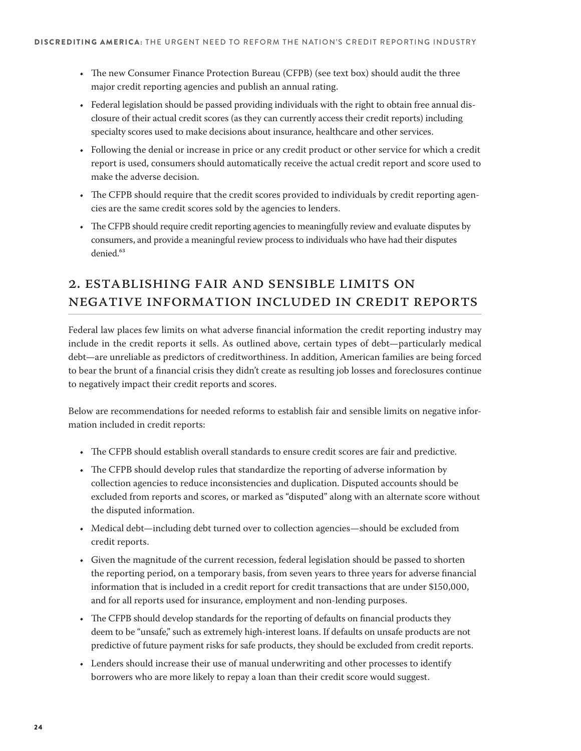- The new Consumer Finance Protection Bureau (CFPB) (see text box) should audit the three major credit reporting agencies and publish an annual rating.
- Federal legislation should be passed providing individuals with the right to obtain free annual disclosure of their actual credit scores (as they can currently access their credit reports) including specialty scores used to make decisions about insurance, healthcare and other services.
- Following the denial or increase in price or any credit product or other service for which a credit report is used, consumers should automatically receive the actual credit report and score used to make the adverse decision.
- The CFPB should require that the credit scores provided to individuals by credit reporting agencies are the same credit scores sold by the agencies to lenders.
- The CFPB should require credit reporting agencies to meaningfully review and evaluate disputes by consumers, and provide a meaningful review process to individuals who have had their disputes denied.[63]

## 2. Establishing Fair and Sensible Limits on Negative Information Included in Credit Reports

Federal law places few limits on what adverse financial information the credit reporting industry may include in the credit reports it sells. As outlined above, certain types of debt—particularly medical debt—are unreliable as predictors of creditworthiness. In addition, American families are being forced to bear the brunt of a financial crisis they didn't create as resulting job losses and foreclosures continue to negatively impact their credit reports and scores.

Below are recommendations for needed reforms to establish fair and sensible limits on negative information included in credit reports:

- The CFPB should establish overall standards to ensure credit scores are fair and predictive.
- The CFPB should develop rules that standardize the reporting of adverse information by collection agencies to reduce inconsistencies and duplication. Disputed accounts should be excluded from reports and scores, or marked as "disputed" along with an alternate score without the disputed information.
- Medical debt—including debt turned over to collection agencies—should be excluded from credit reports.
- Given the magnitude of the current recession, federal legislation should be passed to shorten the reporting period, on a temporary basis, from seven years to three years for adverse financial information that is included in a credit report for credit transactions that are under $150,000, and for all reports used for insurance, employment and non-lending purposes.
- The CFPB should develop standards for the reporting of defaults on financial products they deem to be "unsafe," such as extremely high-interest loans. If defaults on unsafe products are not predictive of future payment risks for safe products, they should be excluded from credit reports.
- Lenders should increase their use of manual underwriting and other processes to identify borrowers who are more likely to repay a loan than their credit score would suggest.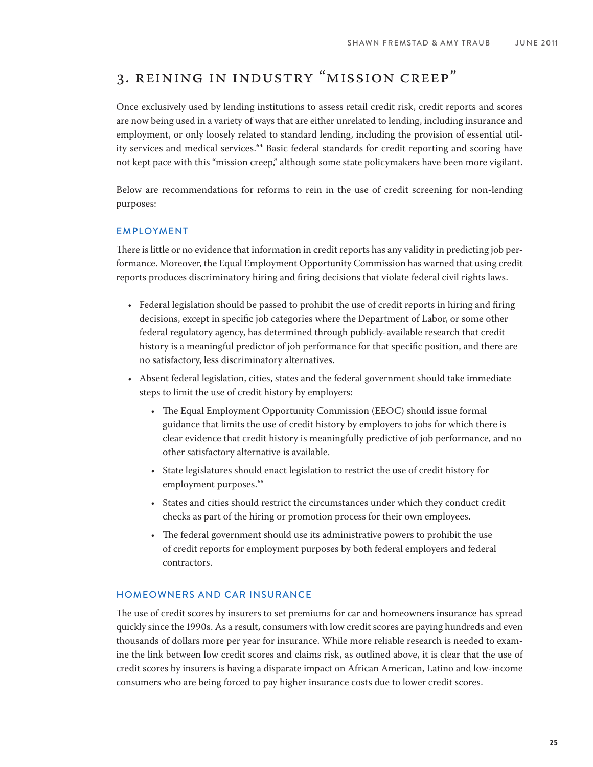## 3. Reining in Industry "Mission Creep"

Once exclusively used by lending institutions to assess retail credit risk, credit reports and scores are now being used in a variety of ways that are either unrelated to lending, including insurance and employment, or only loosely related to standard lending, including the provision of essential utility services and medical services.[64] Basic federal standards for credit reporting and scoring have not kept pace with this "mission creep," although some state policymakers have been more vigilant.

Below are recommendations for reforms to rein in the use of credit screening for non-lending purposes:

### EMPLOYMENT

There is little or no evidence that information in credit reports has any validity in predicting job performance. Moreover, the Equal Employment Opportunity Commission has warned that using credit reports produces discriminatory hiring and firing decisions that violate federal civil rights laws.

- Federal legislation should be passed to prohibit the use of credit reports in hiring and firing decisions, except in specific job categories where the Department of Labor, or some other federal regulatory agency, has determined through publicly-available research that credit history is a meaningful predictor of job performance for that specific position, and there are no satisfactory, less discriminatory alternatives.
- Absent federal legislation, cities, states and the federal government should take immediate steps to limit the use of credit history by employers:
  - The Equal Employment Opportunity Commission (EEOC) should issue formal guidance that limits the use of credit history by employers to jobs for which there is clear evidence that credit history is meaningfully predictive of job performance, and no other satisfactory alternative is available.
  - State legislatures should enact legislation to restrict the use of credit history for employment purposes.[65]
  - States and cities should restrict the circumstances under which they conduct credit checks as part of the hiring or promotion process for their own employees.
  - The federal government should use its administrative powers to prohibit the use of credit reports for employment purposes by both federal employers and federal contractors.

### HOMEOWNERS AND CAR INSURANCE

The use of credit scores by insurers to set premiums for car and homeowners insurance has spread quickly since the 1990s. As a result, consumers with low credit scores are paying hundreds and even thousands of dollars more per year for insurance. While more reliable research is needed to examine the link between low credit scores and claims risk, as outlined above, it is clear that the use of credit scores by insurers is having a disparate impact on African American, Latino and low-income consumers who are being forced to pay higher insurance costs due to lower credit scores.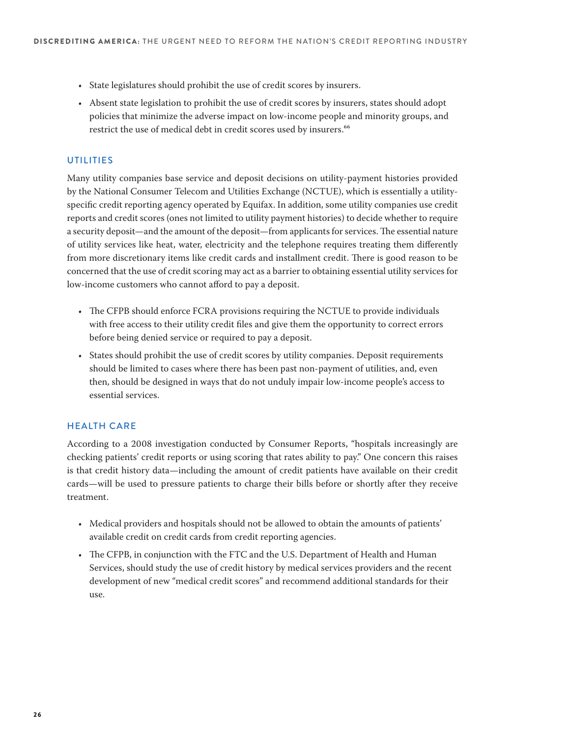- State legislatures should prohibit the use of credit scores by insurers.
- Absent state legislation to prohibit the use of credit scores by insurers, states should adopt policies that minimize the adverse impact on low-income people and minority groups, and restrict the use of medical debt in credit scores used by insurers.[66]

## UTILITIES

Many utility companies base service and deposit decisions on utility-payment histories provided by the National Consumer Telecom and Utilities Exchange (NCTUE), which is essentially a utility-specific credit reporting agency operated by Equifax. In addition, some utility companies use credit reports and credit scores (ones not limited to utility payment histories) to decide whether to require a security deposit—and the amount of the deposit—from applicants for services. The essential nature of utility services like heat, water, electricity and the telephone requires treating them differently from more discretionary items like credit cards and installment credit. There is good reason to be concerned that the use of credit scoring may act as a barrier to obtaining essential utility services for low-income customers who cannot afford to pay a deposit.

- The CFPB should enforce FCRA provisions requiring the NCTUE to provide individuals with free access to their utility credit files and give them the opportunity to correct errors before being denied service or required to pay a deposit.
- States should prohibit the use of credit scores by utility companies. Deposit requirements should be limited to cases where there has been past non-payment of utilities, and, even then, should be designed in ways that do not unduly impair low-income people's access to essential services.

## HEALTH CARE

According to a 2008 investigation conducted by Consumer Reports, "hospitals increasingly are checking patients' credit reports or using scoring that rates ability to pay." One concern this raises is that credit history data—including the amount of credit patients have available on their credit cards—will be used to pressure patients to charge their bills before or shortly after they receive treatment.

- Medical providers and hospitals should not be allowed to obtain the amounts of patients' available credit on credit cards from credit reporting agencies.
- The CFPB, in conjunction with the FTC and the U.S. Department of Health and Human Services, should study the use of credit history by medical services providers and the recent development of new "medical credit scores" and recommend additional standards for their use.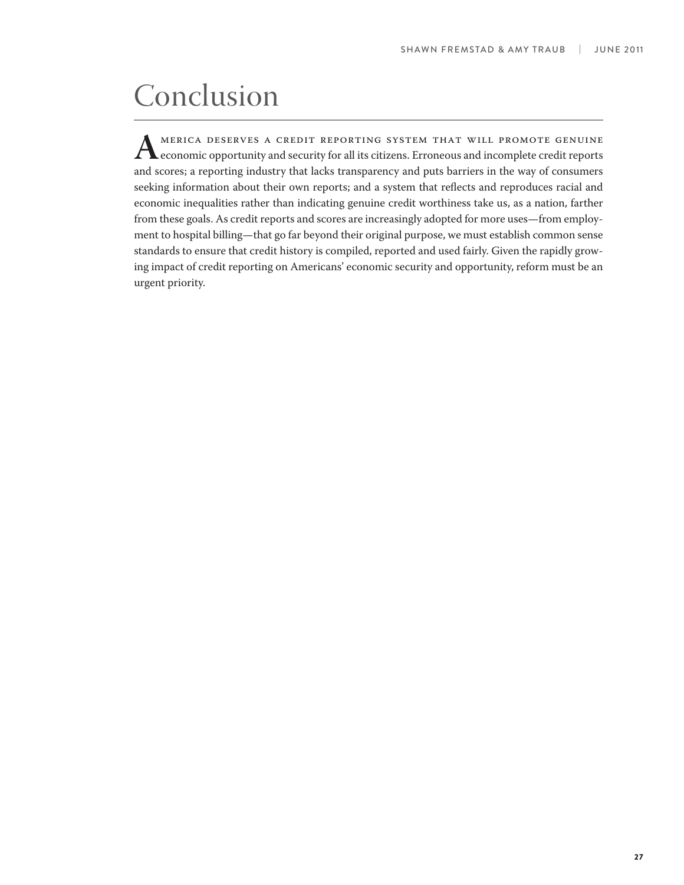# Conclusion

America deserves a credit reporting system that will promote genuine economic opportunity and security for all its citizens. Erroneous and incomplete credit reports and scores; a reporting industry that lacks transparency and puts barriers in the way of consumers seeking information about their own reports; and a system that reflects and reproduces racial and economic inequalities rather than indicating genuine credit worthiness take us, as a nation, farther from these goals. As credit reports and scores are increasingly adopted for more uses—from employment to hospital billing—that go far beyond their original purpose, we must establish common sense standards to ensure that credit history is compiled, reported and used fairly. Given the rapidly growing impact of credit reporting on Americans' economic security and opportunity, reform must be an urgent priority.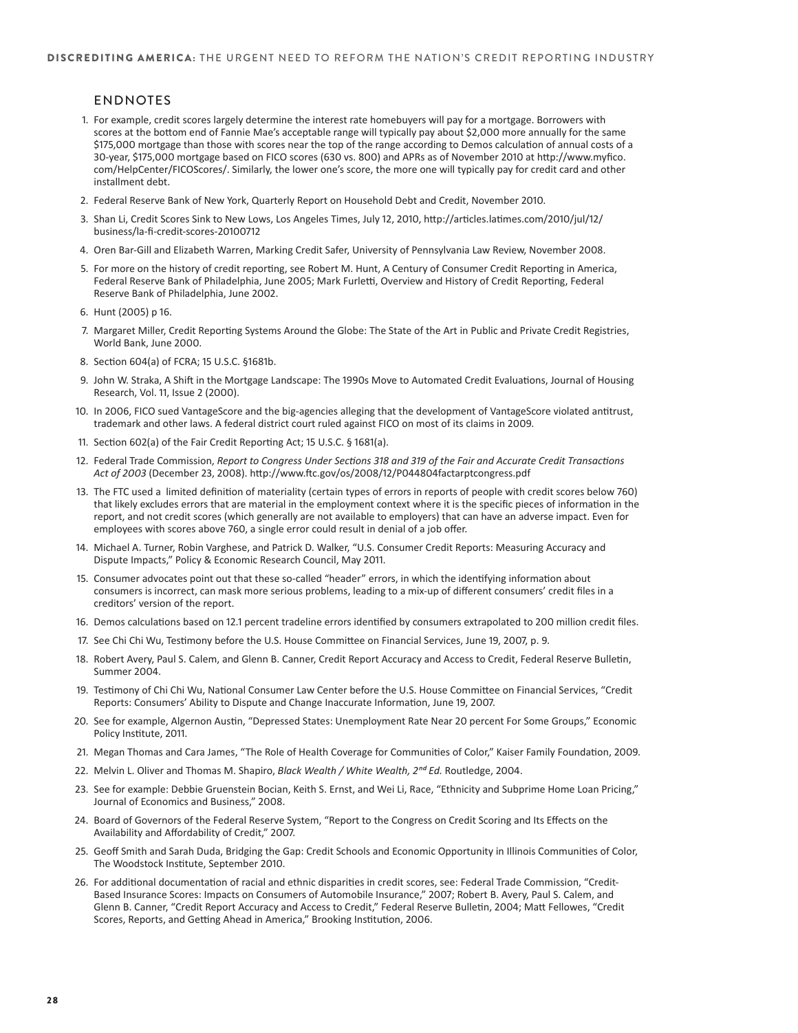## ENDNOTES

1. For example, credit scores largely determine the interest rate homebuyers will pay for a mortgage. Borrowers with scores at the bottom end of Fannie Mae's acceptable range will typically pay about $2,000 more annually for the same $175,000 mortgage than those with scores near the top of the range according to Demos calculation of annual costs of a 30-year, $175,000 mortgage based on FICO scores (630 vs. 800) and APRs as of November 2010 at http://www.myfico.com/HelpCenter/FICOScores/. Similarly, the lower one's score, the more one will typically pay for credit card and other installment debt.
2. Federal Reserve Bank of New York, Quarterly Report on Household Debt and Credit, November 2010.
3. Shan Li, Credit Scores Sink to New Lows, Los Angeles Times, July 12, 2010, http://articles.latimes.com/2010/jul/12/business/la-fi-credit-scores-20100712
4. Oren Bar-Gill and Elizabeth Warren, Marking Credit Safer, University of Pennsylvania Law Review, November 2008.
5. For more on the history of credit reporting, see Robert M. Hunt, A Century of Consumer Credit Reporting in America, Federal Reserve Bank of Philadelphia, June 2005; Mark Furletti, Overview and History of Credit Reporting, Federal Reserve Bank of Philadelphia, June 2002.
6. Hunt (2005) p 16.
7. Margaret Miller, Credit Reporting Systems Around the Globe: The State of the Art in Public and Private Credit Registries, World Bank, June 2000.
8. Section 604(a) of FCRA; 15 U.S.C. §1681b.
9. John W. Straka, A Shift in the Mortgage Landscape: The 1990s Move to Automated Credit Evaluations, Journal of Housing Research, Vol. 11, Issue 2 (2000).
10. In 2006, FICO sued VantageScore and the big-agencies alleging that the development of VantageScore violated antitrust, trademark and other laws. A federal district court ruled against FICO on most of its claims in 2009.
11. Section 602(a) of the Fair Credit Reporting Act; 15 U.S.C. § 1681(a).
12. Federal Trade Commission, *Report to Congress Under Sections 318 and 319 of the Fair and Accurate Credit Transactions Act of 2003* (December 23, 2008). http://www.ftc.gov/os/2008/12/P044804factarptcongress.pdf
13. The FTC used a limited definition of materiality (certain types of errors in reports of people with credit scores below 760) that likely excludes errors that are material in the employment context where it is the specific pieces of information in the report, and not credit scores (which generally are not available to employers) that can have an adverse impact. Even for employees with scores above 760, a single error could result in denial of a job offer.
14. Michael A. Turner, Robin Varghese, and Patrick D. Walker, "U.S. Consumer Credit Reports: Measuring Accuracy and Dispute Impacts," Policy & Economic Research Council, May 2011.
15. Consumer advocates point out that these so-called "header" errors, in which the identifying information about consumers is incorrect, can mask more serious problems, leading to a mix-up of different consumers' credit files in a creditors' version of the report.
16. Demos calculations based on 12.1 percent tradeline errors identified by consumers extrapolated to 200 million credit files.
17. See Chi Chi Wu, Testimony before the U.S. House Committee on Financial Services, June 19, 2007, p. 9.
18. Robert Avery, Paul S. Calem, and Glenn B. Canner, Credit Report Accuracy and Access to Credit, Federal Reserve Bulletin, Summer 2004.
19. Testimony of Chi Chi Wu, National Consumer Law Center before the U.S. House Committee on Financial Services, "Credit Reports: Consumers' Ability to Dispute and Change Inaccurate Information, June 19, 2007.
20. See for example, Algernon Austin, "Depressed States: Unemployment Rate Near 20 percent For Some Groups," Economic Policy Institute, 2011.
21. Megan Thomas and Cara James, "The Role of Health Coverage for Communities of Color," Kaiser Family Foundation, 2009.
22. Melvin L. Oliver and Thomas M. Shapiro, *Black Wealth / White Wealth, 2nd Ed.* Routledge, 2004.
23. See for example: Debbie Gruenstein Bocian, Keith S. Ernst, and Wei Li, Race, "Ethnicity and Subprime Home Loan Pricing," Journal of Economics and Business," 2008.
24. Board of Governors of the Federal Reserve System, "Report to the Congress on Credit Scoring and Its Effects on the Availability and Affordability of Credit," 2007.
25. Geoff Smith and Sarah Duda, Bridging the Gap: Credit Schools and Economic Opportunity in Illinois Communities of Color, The Woodstock Institute, September 2010.
26. For additional documentation of racial and ethnic disparities in credit scores, see: Federal Trade Commission, "Credit-Based Insurance Scores: Impacts on Consumers of Automobile Insurance," 2007; Robert B. Avery, Paul S. Calem, and Glenn B. Canner, "Credit Report Accuracy and Access to Credit," Federal Reserve Bulletin, 2004; Matt Fellowes, "Credit Scores, Reports, and Getting Ahead in America," Brooking Institution, 2006.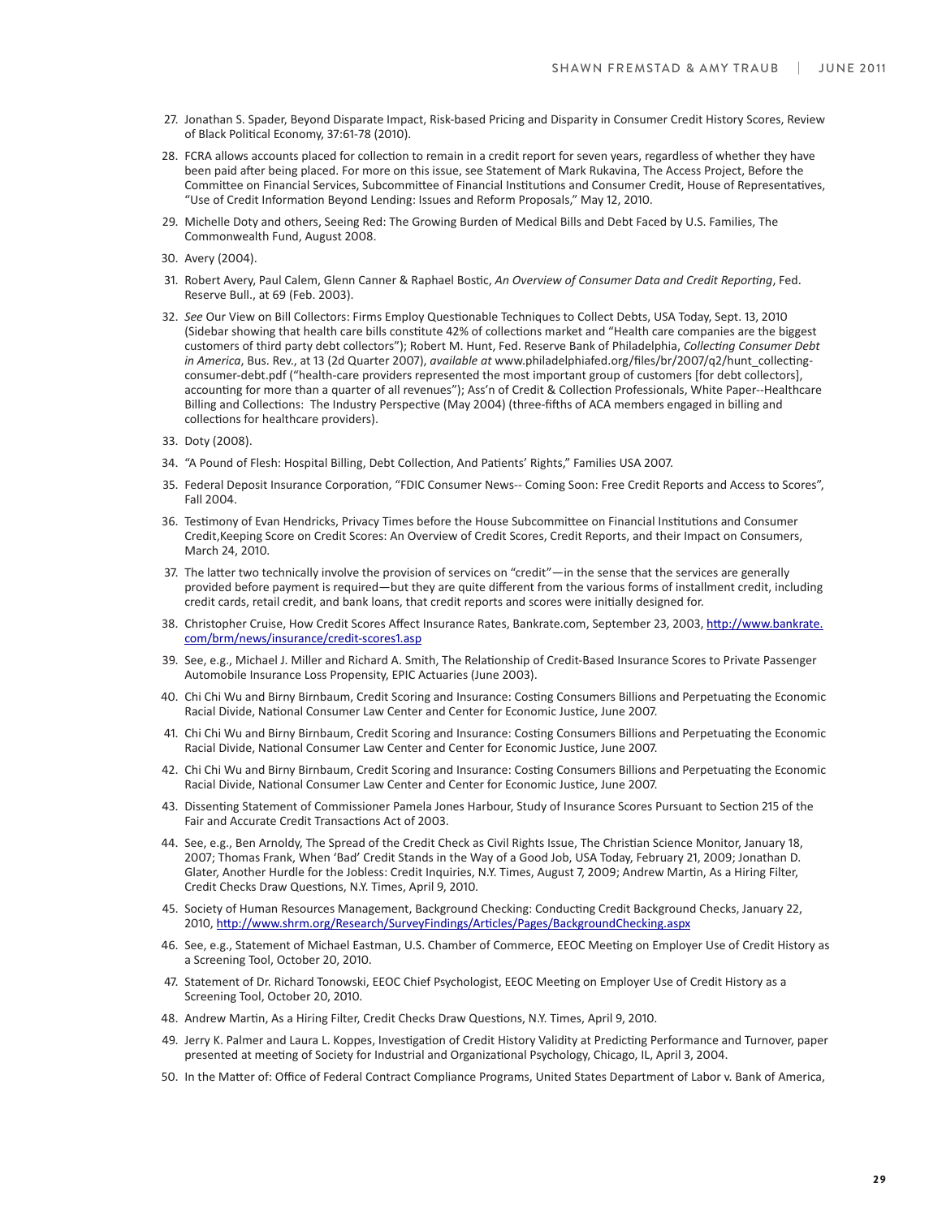27. Jonathan S. Spader, Beyond Disparate Impact, Risk-based Pricing and Disparity in Consumer Credit History Scores, Review of Black Political Economy, 37:61-78 (2010).

28. FCRA allows accounts placed for collection to remain in a credit report for seven years, regardless of whether they have been paid after being placed. For more on this issue, see Statement of Mark Rukavina, The Access Project, Before the Committee on Financial Services, Subcommittee of Financial Institutions and Consumer Credit, House of Representatives, "Use of Credit Information Beyond Lending: Issues and Reform Proposals," May 12, 2010.

29. Michelle Doty and others, Seeing Red: The Growing Burden of Medical Bills and Debt Faced by U.S. Families, The Commonwealth Fund, August 2008.

30. Avery (2004).

31. Robert Avery, Paul Calem, Glenn Canner & Raphael Bostic, *An Overview of Consumer Data and Credit Reporting*, Fed. Reserve Bull., at 69 (Feb. 2003).

32. *See* Our View on Bill Collectors: Firms Employ Questionable Techniques to Collect Debts, USA Today, Sept. 13, 2010 (Sidebar showing that health care bills constitute 42% of collections market and "Health care companies are the biggest customers of third party debt collectors"); Robert M. Hunt, Fed. Reserve Bank of Philadelphia, *Collecting Consumer Debt in America*, Bus. Rev., at 13 (2d Quarter 2007), *available at* www.philadelphiafed.org/files/br/2007/q2/hunt_collecting-consumer-debt.pdf ("health-care providers represented the most important group of customers [for debt collectors], accounting for more than a quarter of all revenues"); Ass'n of Credit & Collection Professionals, White Paper--Healthcare Billing and Collections: The Industry Perspective (May 2004) (three-fifths of ACA members engaged in billing and collections for healthcare providers).

33. Doty (2008).

34. "A Pound of Flesh: Hospital Billing, Debt Collection, And Patients' Rights," Families USA 2007.

35. Federal Deposit Insurance Corporation, "FDIC Consumer News-- Coming Soon: Free Credit Reports and Access to Scores", Fall 2004.

36. Testimony of Evan Hendricks, Privacy Times before the House Subcommittee on Financial Institutions and Consumer Credit,Keeping Score on Credit Scores: An Overview of Credit Scores, Credit Reports, and their Impact on Consumers, March 24, 2010.

37. The latter two technically involve the provision of services on "credit"—in the sense that the services are generally provided before payment is required—but they are quite different from the various forms of installment credit, including credit cards, retail credit, and bank loans, that credit reports and scores were initially designed for.

38. Christopher Cruise, How Credit Scores Affect Insurance Rates, Bankrate.com, September 23, 2003, http://www.bankrate.com/brm/news/insurance/credit-scores1.asp

39. See, e.g., Michael J. Miller and Richard A. Smith, The Relationship of Credit-Based Insurance Scores to Private Passenger Automobile Insurance Loss Propensity, EPIC Actuaries (June 2003).

40. Chi Chi Wu and Birny Birnbaum, Credit Scoring and Insurance: Costing Consumers Billions and Perpetuating the Economic Racial Divide, National Consumer Law Center and Center for Economic Justice, June 2007.

41. Chi Chi Wu and Birny Birnbaum, Credit Scoring and Insurance: Costing Consumers Billions and Perpetuating the Economic Racial Divide, National Consumer Law Center and Center for Economic Justice, June 2007.

42. Chi Chi Wu and Birny Birnbaum, Credit Scoring and Insurance: Costing Consumers Billions and Perpetuating the Economic Racial Divide, National Consumer Law Center and Center for Economic Justice, June 2007.

43. Dissenting Statement of Commissioner Pamela Jones Harbour, Study of Insurance Scores Pursuant to Section 215 of the Fair and Accurate Credit Transactions Act of 2003.

44. See, e.g., Ben Arnoldy, The Spread of the Credit Check as Civil Rights Issue, The Christian Science Monitor, January 18, 2007; Thomas Frank, When 'Bad' Credit Stands in the Way of a Good Job, USA Today, February 21, 2009; Jonathan D. Glater, Another Hurdle for the Jobless: Credit Inquiries, N.Y. Times, August 7, 2009; Andrew Martin, As a Hiring Filter, Credit Checks Draw Questions, N.Y. Times, April 9, 2010.

45. Society of Human Resources Management, Background Checking: Conducting Credit Background Checks, January 22, 2010, http://www.shrm.org/Research/SurveyFindings/Articles/Pages/BackgroundChecking.aspx

46. See, e.g., Statement of Michael Eastman, U.S. Chamber of Commerce, EEOC Meeting on Employer Use of Credit History as a Screening Tool, October 20, 2010.

47. Statement of Dr. Richard Tonowski, EEOC Chief Psychologist, EEOC Meeting on Employer Use of Credit History as a Screening Tool, October 20, 2010.

48. Andrew Martin, As a Hiring Filter, Credit Checks Draw Questions, N.Y. Times, April 9, 2010.

49. Jerry K. Palmer and Laura L. Koppes, Investigation of Credit History Validity at Predicting Performance and Turnover, paper presented at meeting of Society for Industrial and Organizational Psychology, Chicago, IL, April 3, 2004.

50. In the Matter of: Office of Federal Contract Compliance Programs, United States Department of Labor v. Bank of America,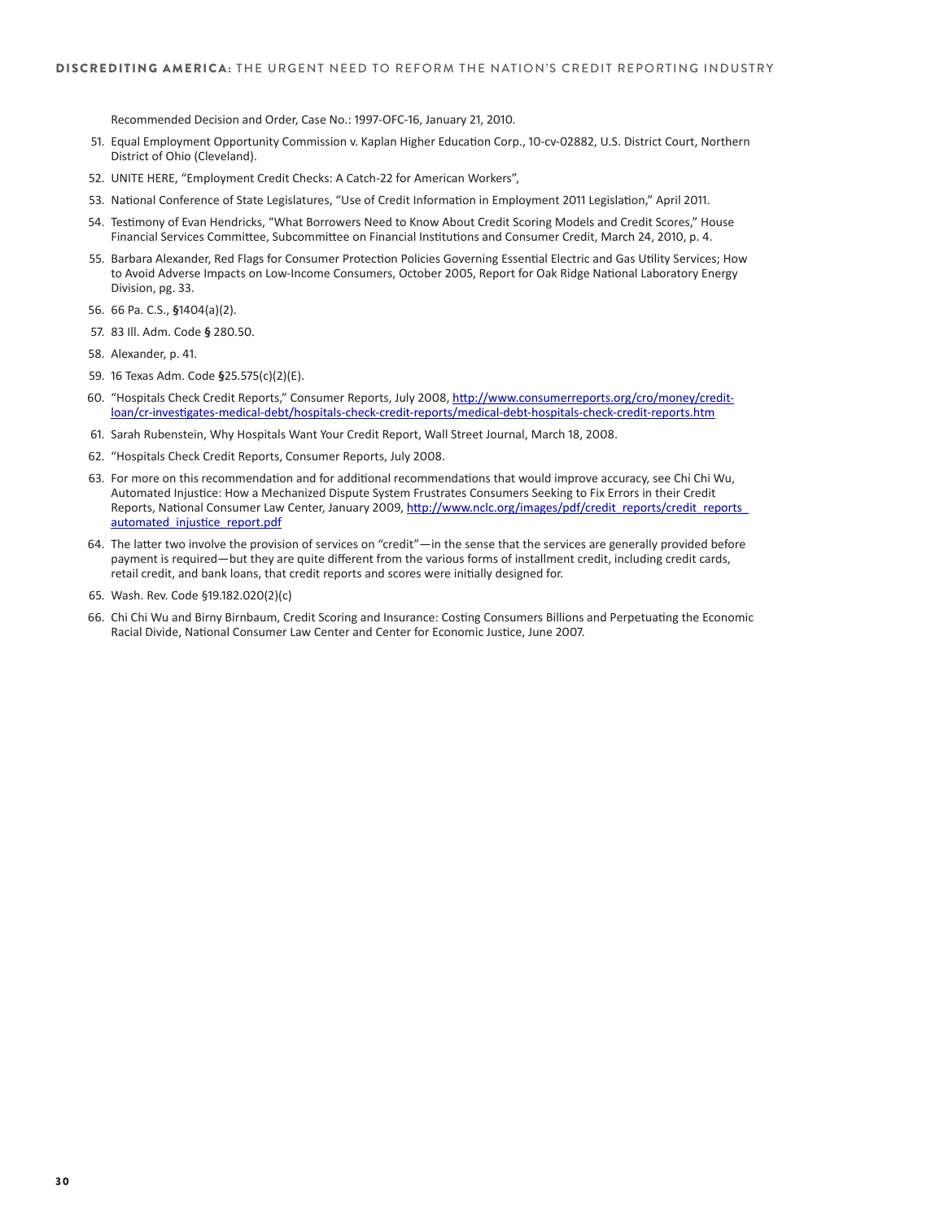Recommended Decision and Order, Case No.: 1997-OFC-16, January 21, 2010.

51. Equal Employment Opportunity Commission v. Kaplan Higher Education Corp., 10-cv-02882, U.S. District Court, Northern District of Ohio (Cleveland).
52. UNITE HERE, "Employment Credit Checks: A Catch-22 for American Workers",
53. National Conference of State Legislatures, "Use of Credit Information in Employment 2011 Legislation," April 2011.
54. Testimony of Evan Hendricks, "What Borrowers Need to Know About Credit Scoring Models and Credit Scores," House Financial Services Committee, Subcommittee on Financial Institutions and Consumer Credit, March 24, 2010, p. 4.
55. Barbara Alexander, Red Flags for Consumer Protection Policies Governing Essential Electric and Gas Utility Services; How to Avoid Adverse Impacts on Low-Income Consumers, October 2005, Report for Oak Ridge National Laboratory Energy Division, pg. 33.
56. 66 Pa. C.S., §1404(a)(2).
57. 83 Ill. Adm. Code § 280.50.
58. Alexander, p. 41.
59. 16 Texas Adm. Code §25.575(c)(2)(E).
60. "Hospitals Check Credit Reports," Consumer Reports, July 2008, http://www.consumerreports.org/cro/money/credit-loan/cr-investigates-medical-debt/hospitals-check-credit-reports/medical-debt-hospitals-check-credit-reports.htm
61. Sarah Rubenstein, Why Hospitals Want Your Credit Report, Wall Street Journal, March 18, 2008.
62. "Hospitals Check Credit Reports, Consumer Reports, July 2008.
63. For more on this recommendation and for additional recommendations that would improve accuracy, see Chi Chi Wu, Automated Injustice: How a Mechanized Dispute System Frustrates Consumers Seeking to Fix Errors in their Credit Reports, National Consumer Law Center, January 2009, http://www.nclc.org/images/pdf/credit_reports/credit_reports_automated_injustice_report.pdf
64. The latter two involve the provision of services on "credit"—in the sense that the services are generally provided before payment is required—but they are quite different from the various forms of installment credit, including credit cards, retail credit, and bank loans, that credit reports and scores were initially designed for.
65. Wash. Rev. Code §19.182.020(2)(c)
66. Chi Chi Wu and Birny Birnbaum, Credit Scoring and Insurance: Costing Consumers Billions and Perpetuating the Economic Racial Divide, National Consumer Law Center and Center for Economic Justice, June 2007.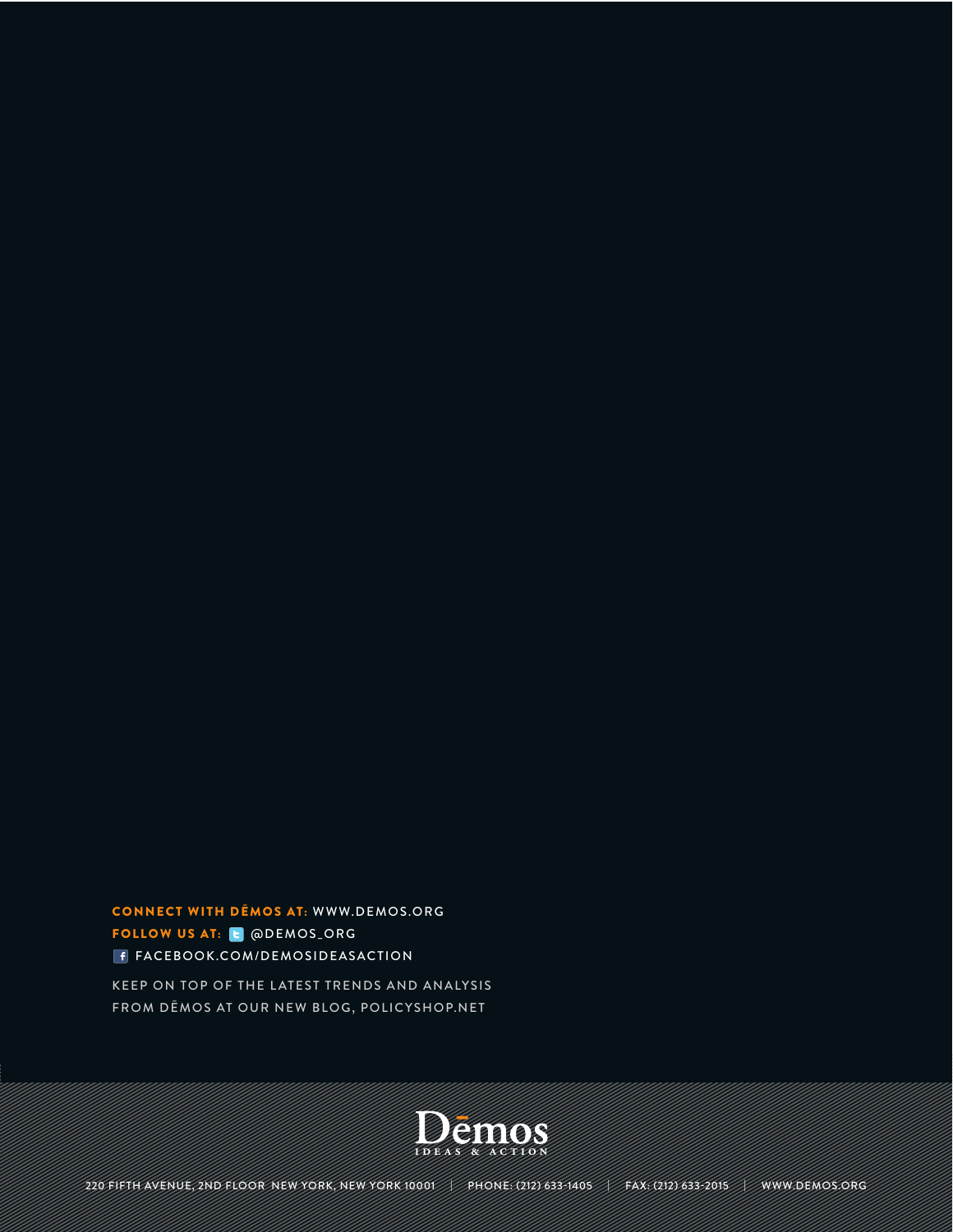**CONNECT WITH DĒMOS AT:** WWW.DEMOS.ORG

**FOLLOW US AT:** @DEMOS_ORG

FACEBOOK.COM/DEMOSIDEASACTION

KEEP ON TOP OF THE LATEST TRENDS AND ANALYSIS
FROM DĒMOS AT OUR NEW BLOG, POLICYSHOP.NET

Dēmos
IDEAS & ACTION

220 FIFTH AVENUE, 2ND FLOOR NEW YORK, NEW YORK 10001 | PHONE: (212) 633-1405 | FAX: (212) 633-2015 | WWW.DEMOS.ORG